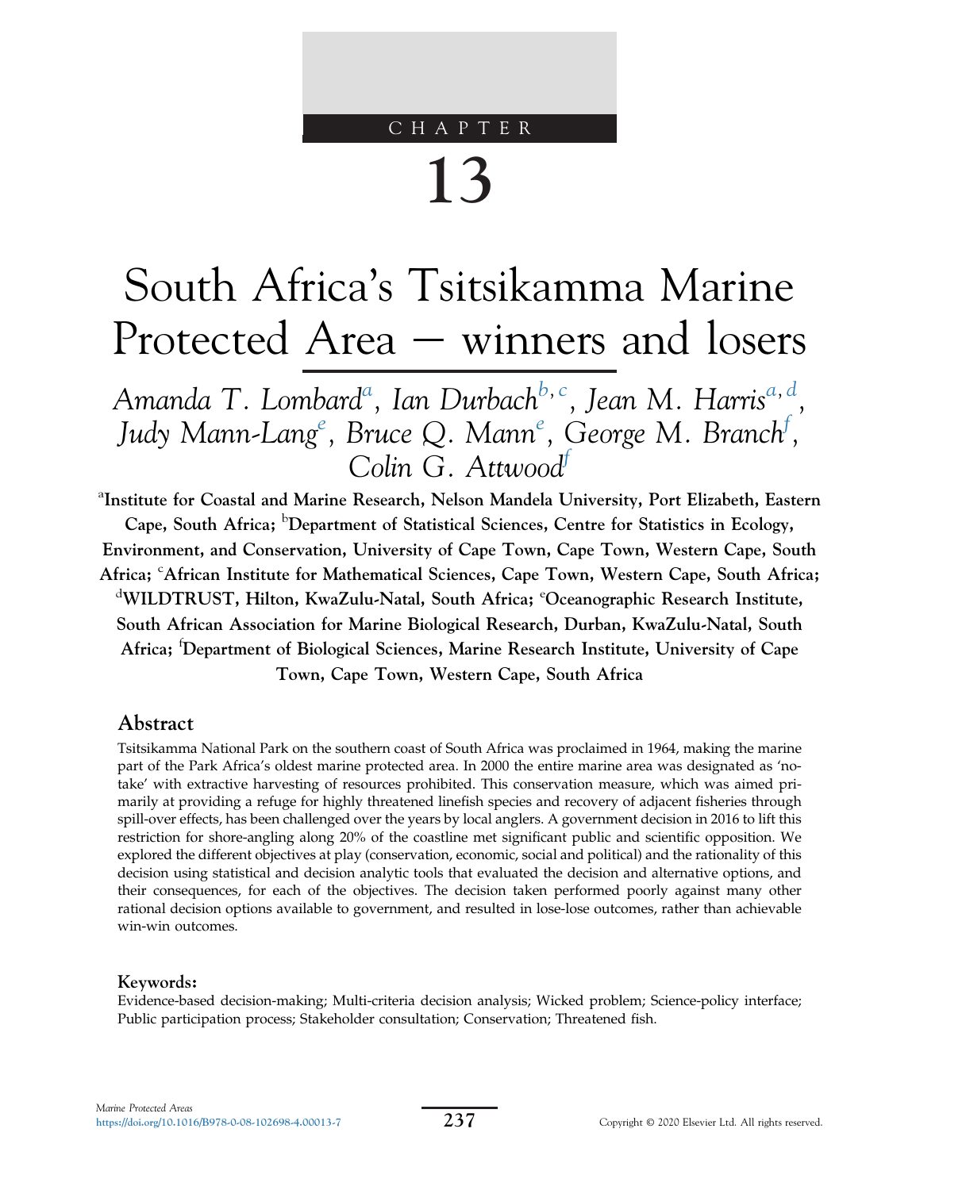CHAPTER

# 13

# South Africa's Tsitsikamma Marine Protected Area — winners and losers

*Amanda T. Lombard*[a], *Ian Durbach*[b,c], *Jean M. Harris*[a,d], *Judy Mann-Lang*[e], *Bruce Q. Mann*[e], *George M. Branch*[f], *Colin G. Attwood*[f]

[a]**Institute for Coastal and Marine Research, Nelson Mandela University, Port Elizabeth, Eastern Cape, South Africa;** [b]**Department of Statistical Sciences, Centre for Statistics in Ecology, Environment, and Conservation, University of Cape Town, Cape Town, Western Cape, South Africa;** [c]**African Institute for Mathematical Sciences, Cape Town, Western Cape, South Africa;** [d]**WILDTRUST, Hilton, KwaZulu-Natal, South Africa;** [e]**Oceanographic Research Institute, South African Association for Marine Biological Research, Durban, KwaZulu-Natal, South Africa;** [f]**Department of Biological Sciences, Marine Research Institute, University of Cape Town, Cape Town, Western Cape, South Africa**

## Abstract

Tsitsikamma National Park on the southern coast of South Africa was proclaimed in 1964, making the marine part of the Park Africa's oldest marine protected area. In 2000 the entire marine area was designated as 'no-take' with extractive harvesting of resources prohibited. This conservation measure, which was aimed primarily at providing a refuge for highly threatened linefish species and recovery of adjacent fisheries through spill-over effects, has been challenged over the years by local anglers. A government decision in 2016 to lift this restriction for shore-angling along 20% of the coastline met significant public and scientific opposition. We explored the different objectives at play (conservation, economic, social and political) and the rationality of this decision using statistical and decision analytic tools that evaluated the decision and alternative options, and their consequences, for each of the objectives. The decision taken performed poorly against many other rational decision options available to government, and resulted in lose-lose outcomes, rather than achievable win-win outcomes.

**Keywords:**
Evidence-based decision-making; Multi-criteria decision analysis; Wicked problem; Science-policy interface; Public participation process; Stakeholder consultation; Conservation; Threatened fish.

Marine Protected Areas
https://doi.org/10.1016/B978-0-08-102698-4.00013-7

Copyright © 2020 Elsevier Ltd. All rights reserved.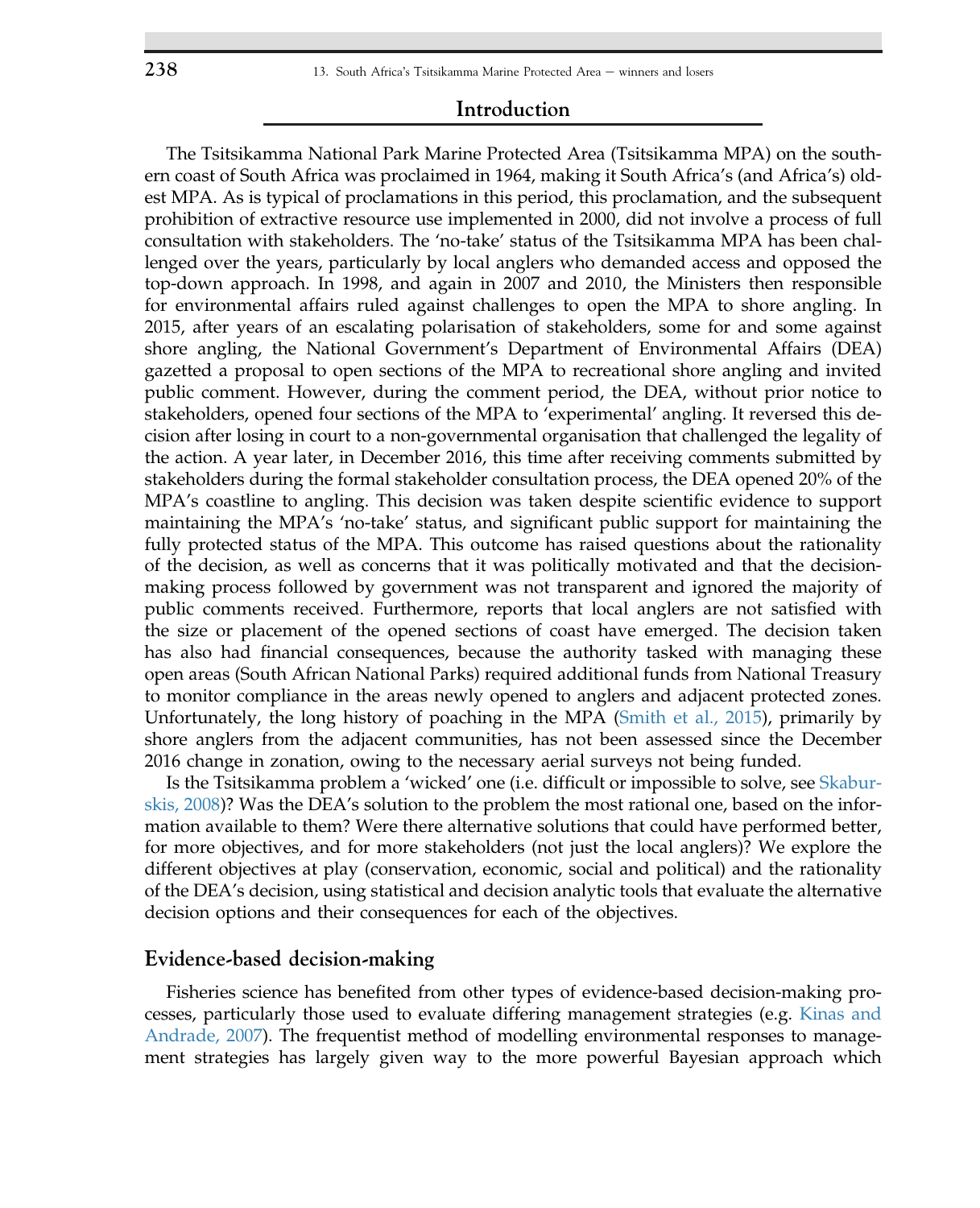## Introduction

The Tsitsikamma National Park Marine Protected Area (Tsitsikamma MPA) on the southern coast of South Africa was proclaimed in 1964, making it South Africa's (and Africa's) oldest MPA. As is typical of proclamations in this period, this proclamation, and the subsequent prohibition of extractive resource use implemented in 2000, did not involve a process of full consultation with stakeholders. The 'no-take' status of the Tsitsikamma MPA has been challenged over the years, particularly by local anglers who demanded access and opposed the top-down approach. In 1998, and again in 2007 and 2010, the Ministers then responsible for environmental affairs ruled against challenges to open the MPA to shore angling. In 2015, after years of an escalating polarisation of stakeholders, some for and some against shore angling, the National Government's Department of Environmental Affairs (DEA) gazetted a proposal to open sections of the MPA to recreational shore angling and invited public comment. However, during the comment period, the DEA, without prior notice to stakeholders, opened four sections of the MPA to 'experimental' angling. It reversed this decision after losing in court to a non-governmental organisation that challenged the legality of the action. A year later, in December 2016, this time after receiving comments submitted by stakeholders during the formal stakeholder consultation process, the DEA opened 20% of the MPA's coastline to angling. This decision was taken despite scientific evidence to support maintaining the MPA's 'no-take' status, and significant public support for maintaining the fully protected status of the MPA. This outcome has raised questions about the rationality of the decision, as well as concerns that it was politically motivated and that the decision-making process followed by government was not transparent and ignored the majority of public comments received. Furthermore, reports that local anglers are not satisfied with the size or placement of the opened sections of coast have emerged. The decision taken has also had financial consequences, because the authority tasked with managing these open areas (South African National Parks) required additional funds from National Treasury to monitor compliance in the areas newly opened to anglers and adjacent protected zones. Unfortunately, the long history of poaching in the MPA (Smith et al., 2015), primarily by shore anglers from the adjacent communities, has not been assessed since the December 2016 change in zonation, owing to the necessary aerial surveys not being funded.

Is the Tsitsikamma problem a 'wicked' one (i.e. difficult or impossible to solve, see Skaburskis, 2008)? Was the DEA's solution to the problem the most rational one, based on the information available to them? Were there alternative solutions that could have performed better, for more objectives, and for more stakeholders (not just the local anglers)? We explore the different objectives at play (conservation, economic, social and political) and the rationality of the DEA's decision, using statistical and decision analytic tools that evaluate the alternative decision options and their consequences for each of the objectives.

### Evidence-based decision-making

Fisheries science has benefited from other types of evidence-based decision-making processes, particularly those used to evaluate differing management strategies (e.g. Kinas and Andrade, 2007). The frequentist method of modelling environmental responses to management strategies has largely given way to the more powerful Bayesian approach which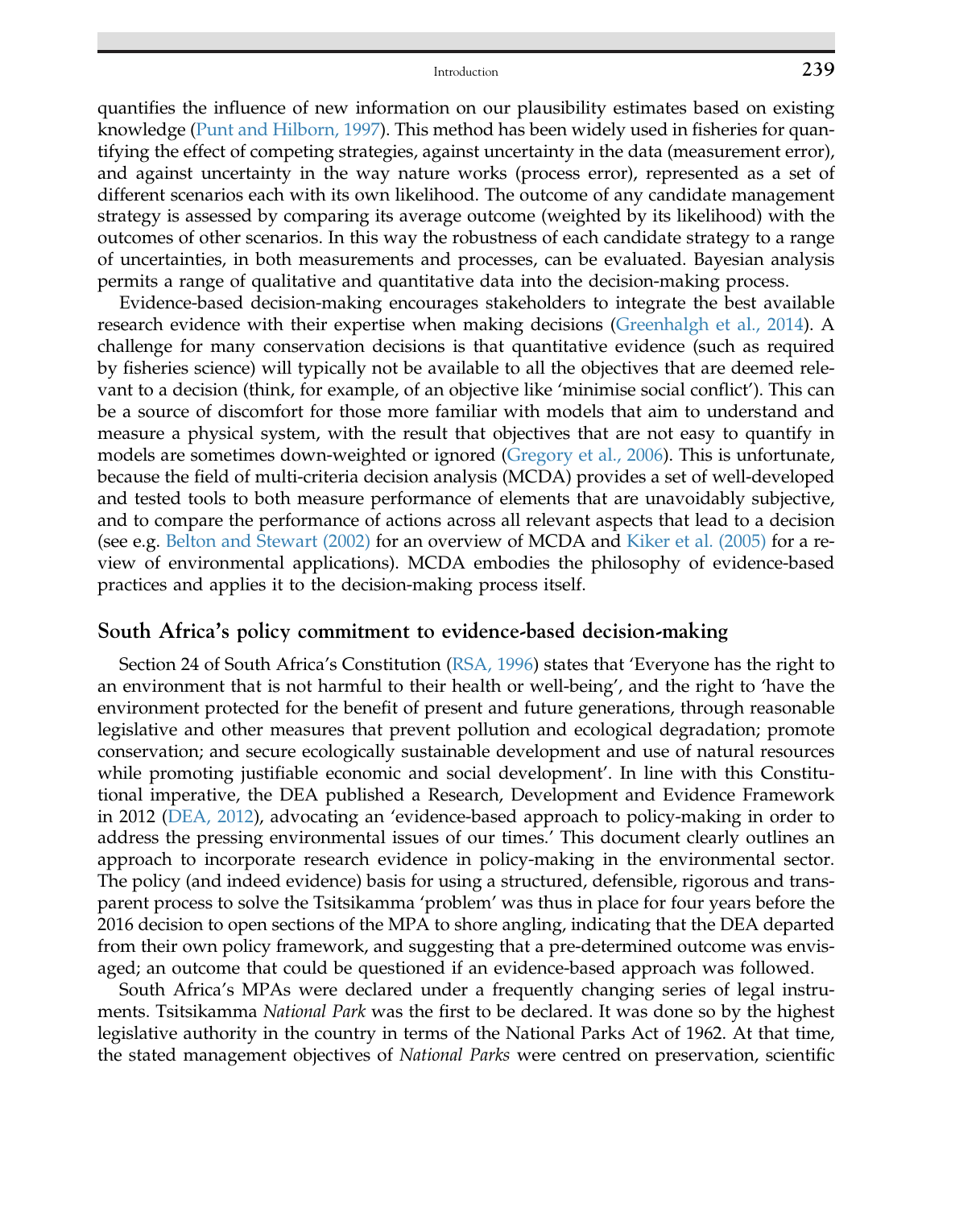quantifies the influence of new information on our plausibility estimates based on existing knowledge (Punt and Hilborn, 1997). This method has been widely used in fisheries for quantifying the effect of competing strategies, against uncertainty in the data (measurement error), and against uncertainty in the way nature works (process error), represented as a set of different scenarios each with its own likelihood. The outcome of any candidate management strategy is assessed by comparing its average outcome (weighted by its likelihood) with the outcomes of other scenarios. In this way the robustness of each candidate strategy to a range of uncertainties, in both measurements and processes, can be evaluated. Bayesian analysis permits a range of qualitative and quantitative data into the decision-making process.

Evidence-based decision-making encourages stakeholders to integrate the best available research evidence with their expertise when making decisions (Greenhalgh et al., 2014). A challenge for many conservation decisions is that quantitative evidence (such as required by fisheries science) will typically not be available to all the objectives that are deemed relevant to a decision (think, for example, of an objective like 'minimise social conflict'). This can be a source of discomfort for those more familiar with models that aim to understand and measure a physical system, with the result that objectives that are not easy to quantify in models are sometimes down-weighted or ignored (Gregory et al., 2006). This is unfortunate, because the field of multi-criteria decision analysis (MCDA) provides a set of well-developed and tested tools to both measure performance of elements that are unavoidably subjective, and to compare the performance of actions across all relevant aspects that lead to a decision (see e.g. Belton and Stewart (2002) for an overview of MCDA and Kiker et al. (2005) for a review of environmental applications). MCDA embodies the philosophy of evidence-based practices and applies it to the decision-making process itself.

## South Africa's policy commitment to evidence-based decision-making

Section 24 of South Africa's Constitution (RSA, 1996) states that 'Everyone has the right to an environment that is not harmful to their health or well-being', and the right to 'have the environment protected for the benefit of present and future generations, through reasonable legislative and other measures that prevent pollution and ecological degradation; promote conservation; and secure ecologically sustainable development and use of natural resources while promoting justifiable economic and social development'. In line with this Constitutional imperative, the DEA published a Research, Development and Evidence Framework in 2012 (DEA, 2012), advocating an 'evidence-based approach to policy-making in order to address the pressing environmental issues of our times.' This document clearly outlines an approach to incorporate research evidence in policy-making in the environmental sector. The policy (and indeed evidence) basis for using a structured, defensible, rigorous and transparent process to solve the Tsitsikamma 'problem' was thus in place for four years before the 2016 decision to open sections of the MPA to shore angling, indicating that the DEA departed from their own policy framework, and suggesting that a pre-determined outcome was envisaged; an outcome that could be questioned if an evidence-based approach was followed.

South Africa's MPAs were declared under a frequently changing series of legal instruments. Tsitsikamma *National Park* was the first to be declared. It was done so by the highest legislative authority in the country in terms of the National Parks Act of 1962. At that time, the stated management objectives of *National Parks* were centred on preservation, scientific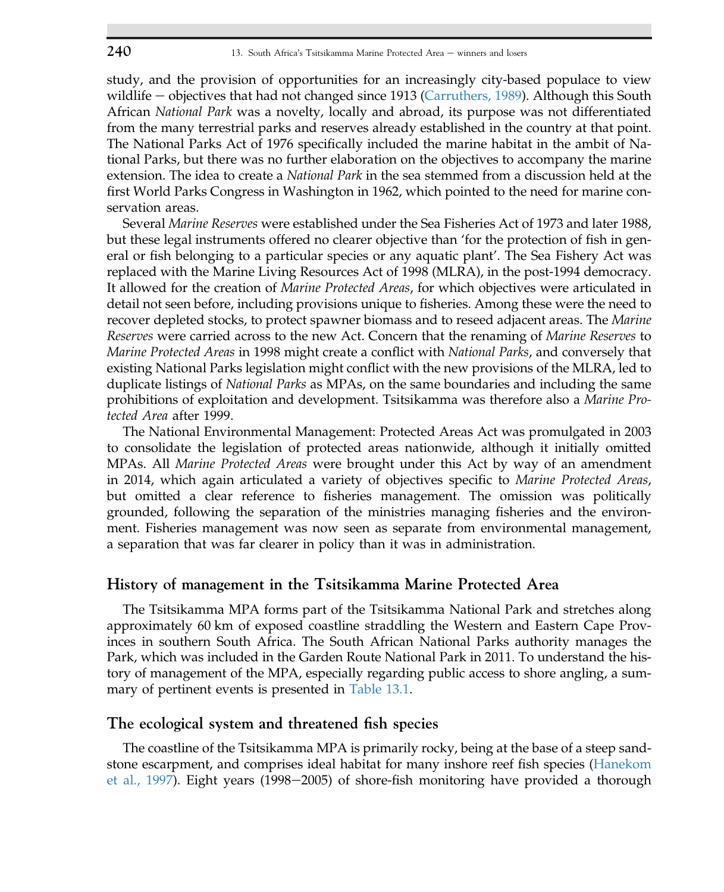study, and the provision of opportunities for an increasingly city-based populace to view wildlife – objectives that had not changed since 1913 (Carruthers, 1989). Although this South African *National Park* was a novelty, locally and abroad, its purpose was not differentiated from the many terrestrial parks and reserves already established in the country at that point. The National Parks Act of 1976 specifically included the marine habitat in the ambit of National Parks, but there was no further elaboration on the objectives to accompany the marine extension. The idea to create a *National Park* in the sea stemmed from a discussion held at the first World Parks Congress in Washington in 1962, which pointed to the need for marine conservation areas.

Several *Marine Reserves* were established under the Sea Fisheries Act of 1973 and later 1988, but these legal instruments offered no clearer objective than 'for the protection of fish in general or fish belonging to a particular species or any aquatic plant'. The Sea Fishery Act was replaced with the Marine Living Resources Act of 1998 (MLRA), in the post-1994 democracy. It allowed for the creation of *Marine Protected Areas*, for which objectives were articulated in detail not seen before, including provisions unique to fisheries. Among these were the need to recover depleted stocks, to protect spawner biomass and to reseed adjacent areas. The *Marine Reserves* were carried across to the new Act. Concern that the renaming of *Marine Reserves* to *Marine Protected Areas* in 1998 might create a conflict with *National Parks*, and conversely that existing National Parks legislation might conflict with the new provisions of the MLRA, led to duplicate listings of *National Parks* as MPAs, on the same boundaries and including the same prohibitions of exploitation and development. Tsitsikamma was therefore also a *Marine Protected Area* after 1999.

The National Environmental Management: Protected Areas Act was promulgated in 2003 to consolidate the legislation of protected areas nationwide, although it initially omitted MPAs. All *Marine Protected Areas* were brought under this Act by way of an amendment in 2014, which again articulated a variety of objectives specific to *Marine Protected Areas*, but omitted a clear reference to fisheries management. The omission was politically grounded, following the separation of the ministries managing fisheries and the environment. Fisheries management was now seen as separate from environmental management, a separation that was far clearer in policy than it was in administration.

## History of management in the Tsitsikamma Marine Protected Area

The Tsitsikamma MPA forms part of the Tsitsikamma National Park and stretches along approximately 60 km of exposed coastline straddling the Western and Eastern Cape Provinces in southern South Africa. The South African National Parks authority manages the Park, which was included in the Garden Route National Park in 2011. To understand the history of management of the MPA, especially regarding public access to shore angling, a summary of pertinent events is presented in Table 13.1.

## The ecological system and threatened fish species

The coastline of the Tsitsikamma MPA is primarily rocky, being at the base of a steep sandstone escarpment, and comprises ideal habitat for many inshore reef fish species (Hanekom et al., 1997). Eight years (1998–2005) of shore-fish monitoring have provided a thorough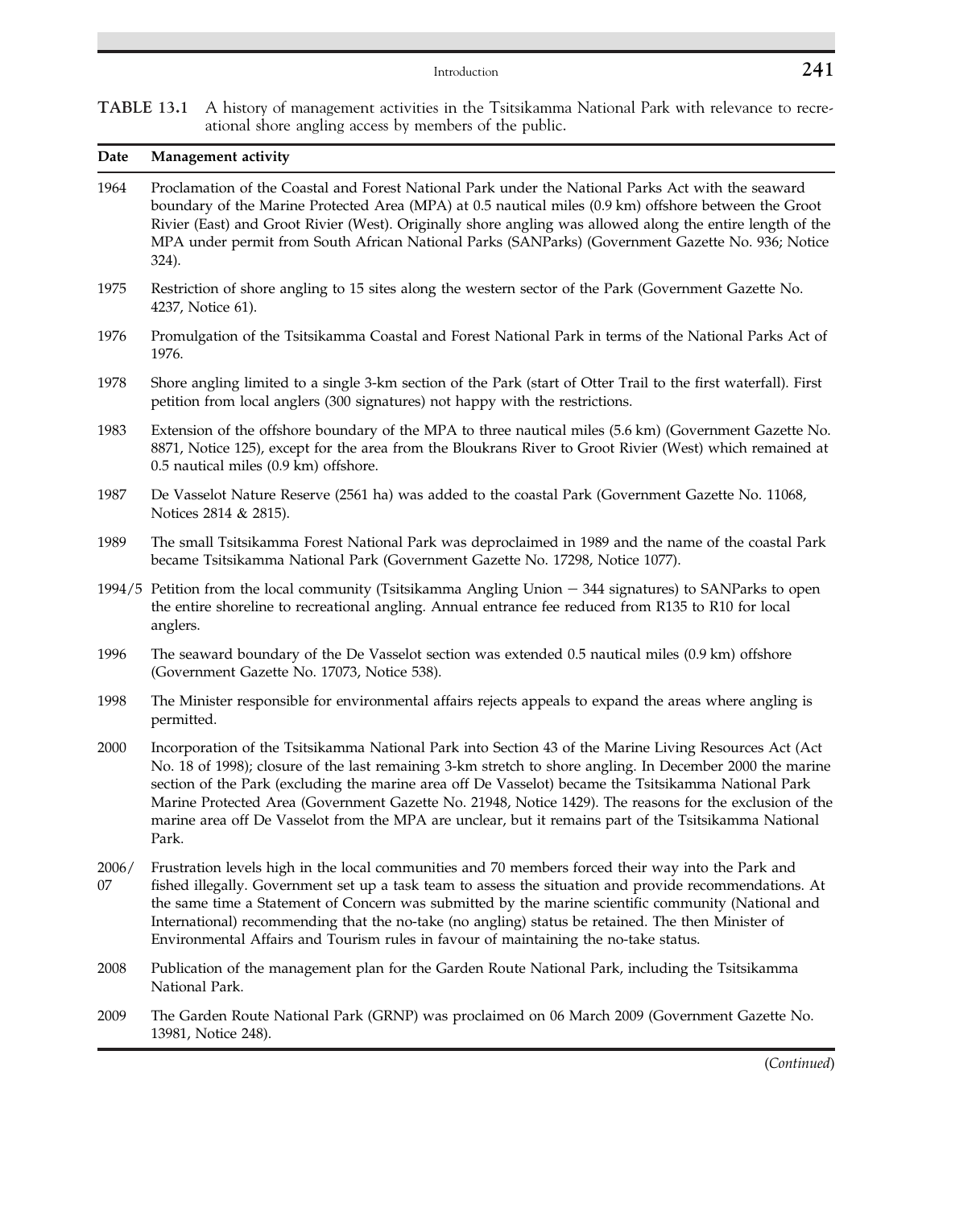**TABLE 13.1** A history of management activities in the Tsitsikamma National Park with relevance to recreational shore angling access by members of the public.

| Date | Management activity |
|---|---|
| 1964 | Proclamation of the Coastal and Forest National Park under the National Parks Act with the seaward boundary of the Marine Protected Area (MPA) at 0.5 nautical miles (0.9 km) offshore between the Groot Rivier (East) and Groot Rivier (West). Originally shore angling was allowed along the entire length of the MPA under permit from South African National Parks (SANParks) (Government Gazette No. 936; Notice 324). |
| 1975 | Restriction of shore angling to 15 sites along the western sector of the Park (Government Gazette No. 4237, Notice 61). |
| 1976 | Promulgation of the Tsitsikamma Coastal and Forest National Park in terms of the National Parks Act of 1976. |
| 1978 | Shore angling limited to a single 3-km section of the Park (start of Otter Trail to the first waterfall). First petition from local anglers (300 signatures) not happy with the restrictions. |
| 1983 | Extension of the offshore boundary of the MPA to three nautical miles (5.6 km) (Government Gazette No. 8871, Notice 125), except for the area from the Bloukrans River to Groot Rivier (West) which remained at 0.5 nautical miles (0.9 km) offshore. |
| 1987 | De Vasselot Nature Reserve (2561 ha) was added to the coastal Park (Government Gazette No. 11068, Notices 2814 & 2815). |
| 1989 | The small Tsitsikamma Forest National Park was deproclaimed in 1989 and the name of the coastal Park became Tsitsikamma National Park (Government Gazette No. 17298, Notice 1077). |
| 1994/5 | Petition from the local community (Tsitsikamma Angling Union − 344 signatures) to SANParks to open the entire shoreline to recreational angling. Annual entrance fee reduced from R135 to R10 for local anglers. |
| 1996 | The seaward boundary of the De Vasselot section was extended 0.5 nautical miles (0.9 km) offshore (Government Gazette No. 17073, Notice 538). |
| 1998 | The Minister responsible for environmental affairs rejects appeals to expand the areas where angling is permitted. |
| 2000 | Incorporation of the Tsitsikamma National Park into Section 43 of the Marine Living Resources Act (Act No. 18 of 1998); closure of the last remaining 3-km stretch to shore angling. In December 2000 the marine section of the Park (excluding the marine area off De Vasselot) became the Tsitsikamma National Park Marine Protected Area (Government Gazette No. 21948, Notice 1429). The reasons for the exclusion of the marine area off De Vasselot from the MPA are unclear, but it remains part of the Tsitsikamma National Park. |
| 2006/07 | Frustration levels high in the local communities and 70 members forced their way into the Park and fished illegally. Government set up a task team to assess the situation and provide recommendations. At the same time a Statement of Concern was submitted by the marine scientific community (National and International) recommending that the no-take (no angling) status be retained. The then Minister of Environmental Affairs and Tourism rules in favour of maintaining the no-take status. |
| 2008 | Publication of the management plan for the Garden Route National Park, including the Tsitsikamma National Park. |
| 2009 | The Garden Route National Park (GRNP) was proclaimed on 06 March 2009 (Government Gazette No. 13981, Notice 248). |

(*Continued*)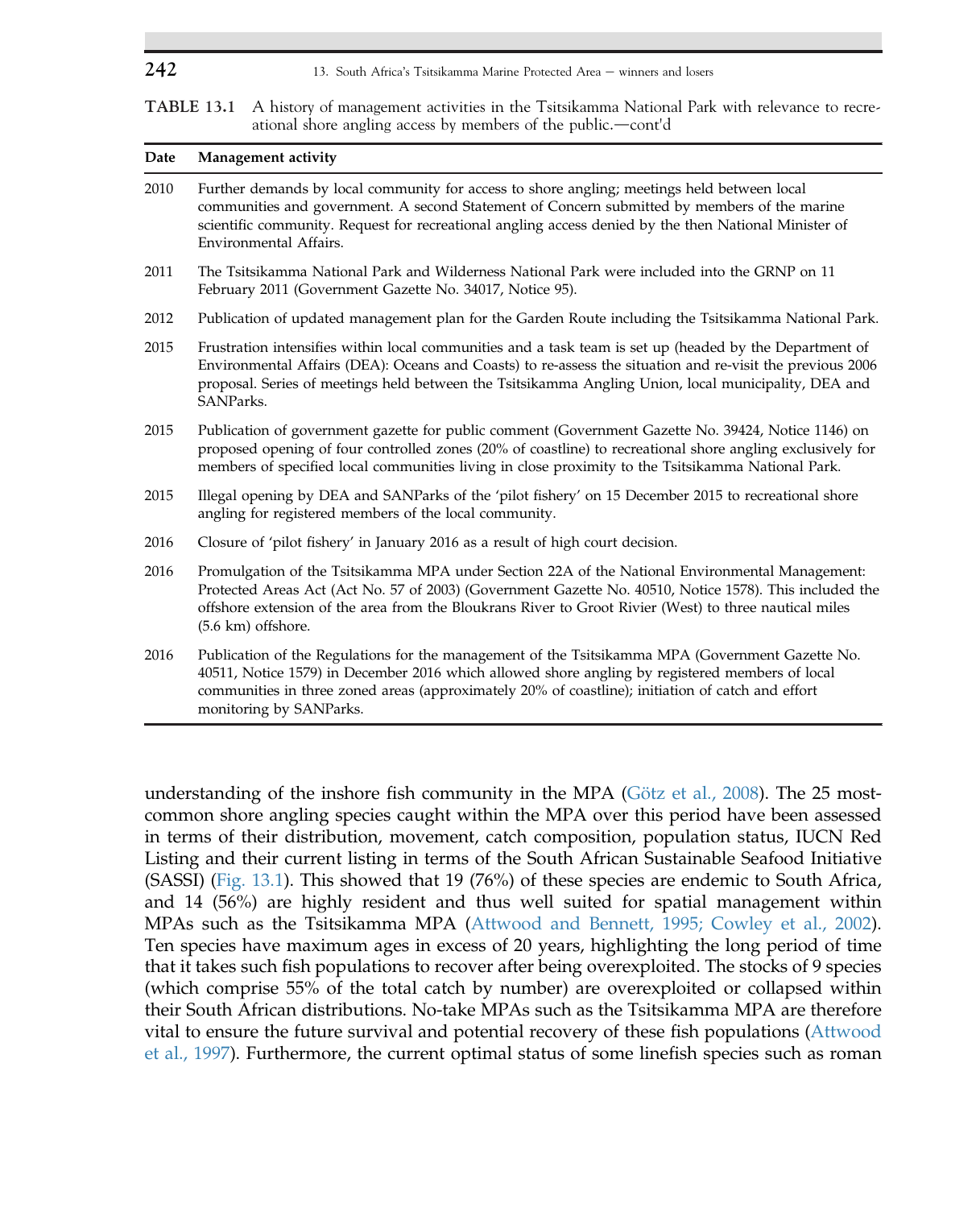**TABLE 13.1** A history of management activities in the Tsitsikamma National Park with relevance to recreational shore angling access by members of the public.—cont'd

| Date | Management activity |
|---|---|
| 2010 | Further demands by local community for access to shore angling; meetings held between local communities and government. A second Statement of Concern submitted by members of the marine scientific community. Request for recreational angling access denied by the then National Minister of Environmental Affairs. |
| 2011 | The Tsitsikamma National Park and Wilderness National Park were included into the GRNP on 11 February 2011 (Government Gazette No. 34017, Notice 95). |
| 2012 | Publication of updated management plan for the Garden Route including the Tsitsikamma National Park. |
| 2015 | Frustration intensifies within local communities and a task team is set up (headed by the Department of Environmental Affairs (DEA): Oceans and Coasts) to re-assess the situation and re-visit the previous 2006 proposal. Series of meetings held between the Tsitsikamma Angling Union, local municipality, DEA and SANParks. |
| 2015 | Publication of government gazette for public comment (Government Gazette No. 39424, Notice 1146) on proposed opening of four controlled zones (20% of coastline) to recreational shore angling exclusively for members of specified local communities living in close proximity to the Tsitsikamma National Park. |
| 2015 | Illegal opening by DEA and SANParks of the 'pilot fishery' on 15 December 2015 to recreational shore angling for registered members of the local community. |
| 2016 | Closure of 'pilot fishery' in January 2016 as a result of high court decision. |
| 2016 | Promulgation of the Tsitsikamma MPA under Section 22A of the National Environmental Management: Protected Areas Act (Act No. 57 of 2003) (Government Gazette No. 40510, Notice 1578). This included the offshore extension of the area from the Bloukrans River to Groot Rivier (West) to three nautical miles (5.6 km) offshore. |
| 2016 | Publication of the Regulations for the management of the Tsitsikamma MPA (Government Gazette No. 40511, Notice 1579) in December 2016 which allowed shore angling by registered members of local communities in three zoned areas (approximately 20% of coastline); initiation of catch and effort monitoring by SANParks. |

understanding of the inshore fish community in the MPA (Götz et al., 2008). The 25 most-common shore angling species caught within the MPA over this period have been assessed in terms of their distribution, movement, catch composition, population status, IUCN Red Listing and their current listing in terms of the South African Sustainable Seafood Initiative (SASSI) (Fig. 13.1). This showed that 19 (76%) of these species are endemic to South Africa, and 14 (56%) are highly resident and thus well suited for spatial management within MPAs such as the Tsitsikamma MPA (Attwood and Bennett, 1995; Cowley et al., 2002). Ten species have maximum ages in excess of 20 years, highlighting the long period of time that it takes such fish populations to recover after being overexploited. The stocks of 9 species (which comprise 55% of the total catch by number) are overexploited or collapsed within their South African distributions. No-take MPAs such as the Tsitsikamma MPA are therefore vital to ensure the future survival and potential recovery of these fish populations (Attwood et al., 1997). Furthermore, the current optimal status of some linefish species such as roman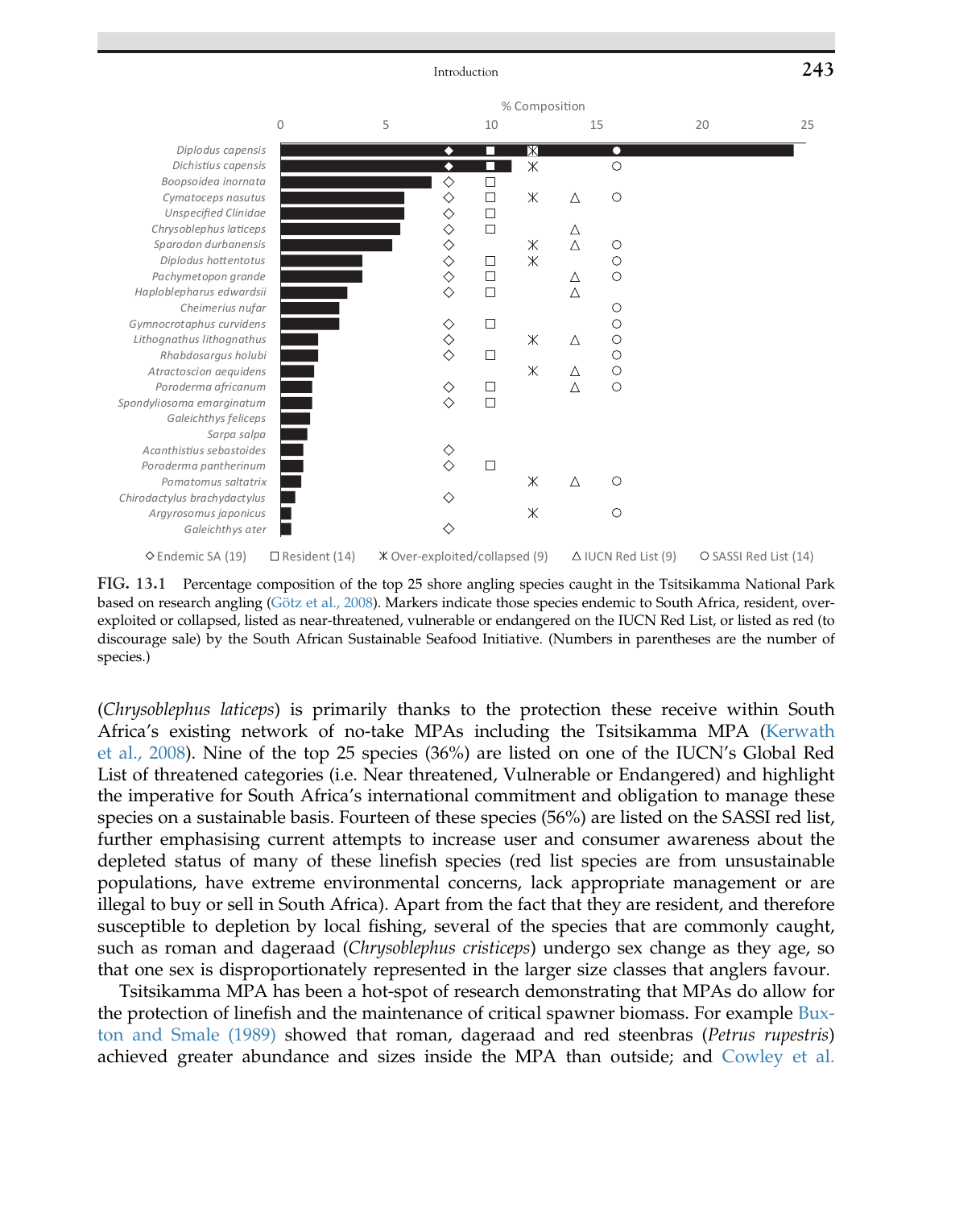FIG. 13.1 Percentage composition of the top 25 shore angling species caught in the Tsitsikamma National Park based on research angling (Götz et al., 2008). Markers indicate those species endemic to South Africa, resident, over-exploited or collapsed, listed as near-threatened, vulnerable or endangered on the IUCN Red List, or listed as red (to discourage sale) by the South African Sustainable Seafood Initiative. (Numbers in parentheses are the number of species.)

(*Chrysoblephus laticeps*) is primarily thanks to the protection these receive within South Africa's existing network of no-take MPAs including the Tsitsikamma MPA (Kerwath et al., 2008). Nine of the top 25 species (36%) are listed on one of the IUCN's Global Red List of threatened categories (i.e. Near threatened, Vulnerable or Endangered) and highlight the imperative for South Africa's international commitment and obligation to manage these species on a sustainable basis. Fourteen of these species (56%) are listed on the SASSI red list, further emphasising current attempts to increase user and consumer awareness about the depleted status of many of these linefish species (red list species are from unsustainable populations, have extreme environmental concerns, lack appropriate management or are illegal to buy or sell in South Africa). Apart from the fact that they are resident, and therefore susceptible to depletion by local fishing, several of the species that are commonly caught, such as roman and dageraad (*Chrysoblephus cristiceps*) undergo sex change as they age, so that one sex is disproportionately represented in the larger size classes that anglers favour.

Tsitsikamma MPA has been a hot-spot of research demonstrating that MPAs do allow for the protection of linefish and the maintenance of critical spawner biomass. For example Buxton and Smale (1989) showed that roman, dageraad and red steenbras (*Petrus rupestris*) achieved greater abundance and sizes inside the MPA than outside; and Cowley et al.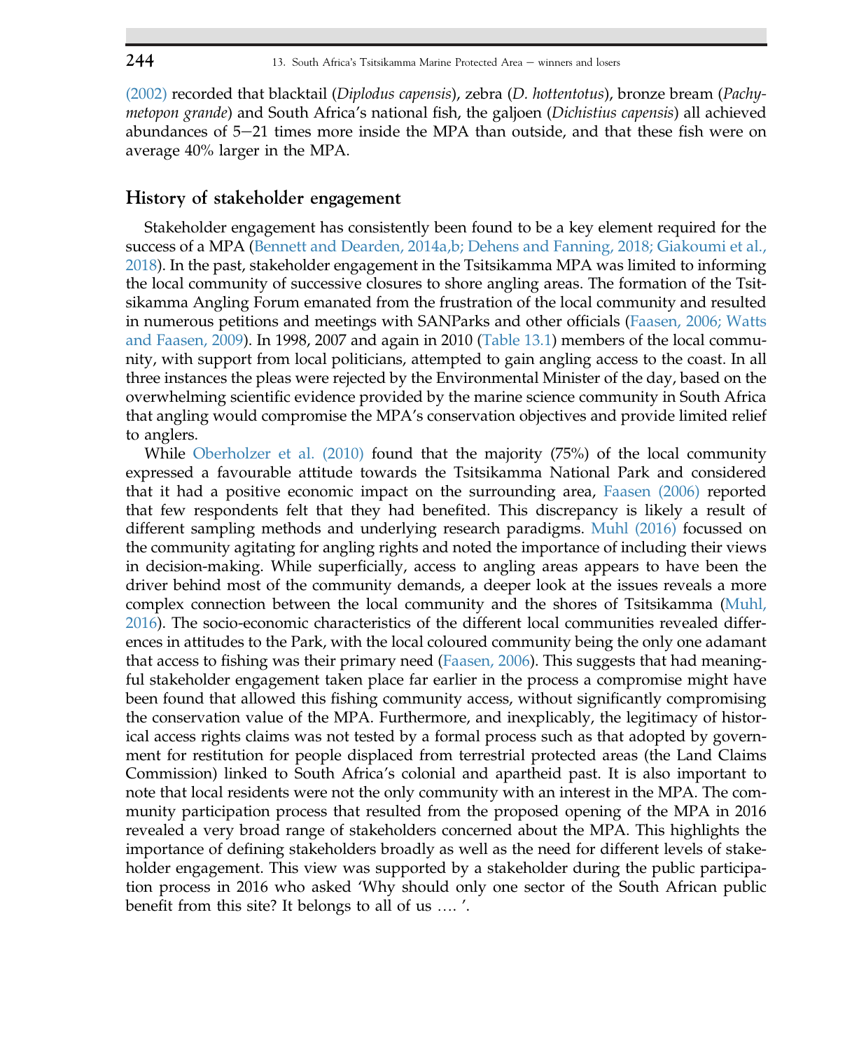(2002) recorded that blacktail (*Diplodus capensis*), zebra (*D. hottentotus*), bronze bream (*Pachymetopon grande*) and South Africa's national fish, the galjoen (*Dichistius capensis*) all achieved abundances of 5–21 times more inside the MPA than outside, and that these fish were on average 40% larger in the MPA.

## History of stakeholder engagement

Stakeholder engagement has consistently been found to be a key element required for the success of a MPA (Bennett and Dearden, 2014a,b; Dehens and Fanning, 2018; Giakoumi et al., 2018). In the past, stakeholder engagement in the Tsitsikamma MPA was limited to informing the local community of successive closures to shore angling areas. The formation of the Tsitsikamma Angling Forum emanated from the frustration of the local community and resulted in numerous petitions and meetings with SANParks and other officials (Faasen, 2006; Watts and Faasen, 2009). In 1998, 2007 and again in 2010 (Table 13.1) members of the local community, with support from local politicians, attempted to gain angling access to the coast. In all three instances the pleas were rejected by the Environmental Minister of the day, based on the overwhelming scientific evidence provided by the marine science community in South Africa that angling would compromise the MPA's conservation objectives and provide limited relief to anglers.

While Oberholzer et al. (2010) found that the majority (75%) of the local community expressed a favourable attitude towards the Tsitsikamma National Park and considered that it had a positive economic impact on the surrounding area, Faasen (2006) reported that few respondents felt that they had benefited. This discrepancy is likely a result of different sampling methods and underlying research paradigms. Muhl (2016) focussed on the community agitating for angling rights and noted the importance of including their views in decision-making. While superficially, access to angling areas appears to have been the driver behind most of the community demands, a deeper look at the issues reveals a more complex connection between the local community and the shores of Tsitsikamma (Muhl, 2016). The socio-economic characteristics of the different local communities revealed differences in attitudes to the Park, with the local coloured community being the only one adamant that access to fishing was their primary need (Faasen, 2006). This suggests that had meaningful stakeholder engagement taken place far earlier in the process a compromise might have been found that allowed this fishing community access, without significantly compromising the conservation value of the MPA. Furthermore, and inexplicably, the legitimacy of historical access rights claims was not tested by a formal process such as that adopted by government for restitution for people displaced from terrestrial protected areas (the Land Claims Commission) linked to South Africa's colonial and apartheid past. It is also important to note that local residents were not the only community with an interest in the MPA. The community participation process that resulted from the proposed opening of the MPA in 2016 revealed a very broad range of stakeholders concerned about the MPA. This highlights the importance of defining stakeholders broadly as well as the need for different levels of stakeholder engagement. This view was supported by a stakeholder during the public participation process in 2016 who asked 'Why should only one sector of the South African public benefit from this site? It belongs to all of us …. '.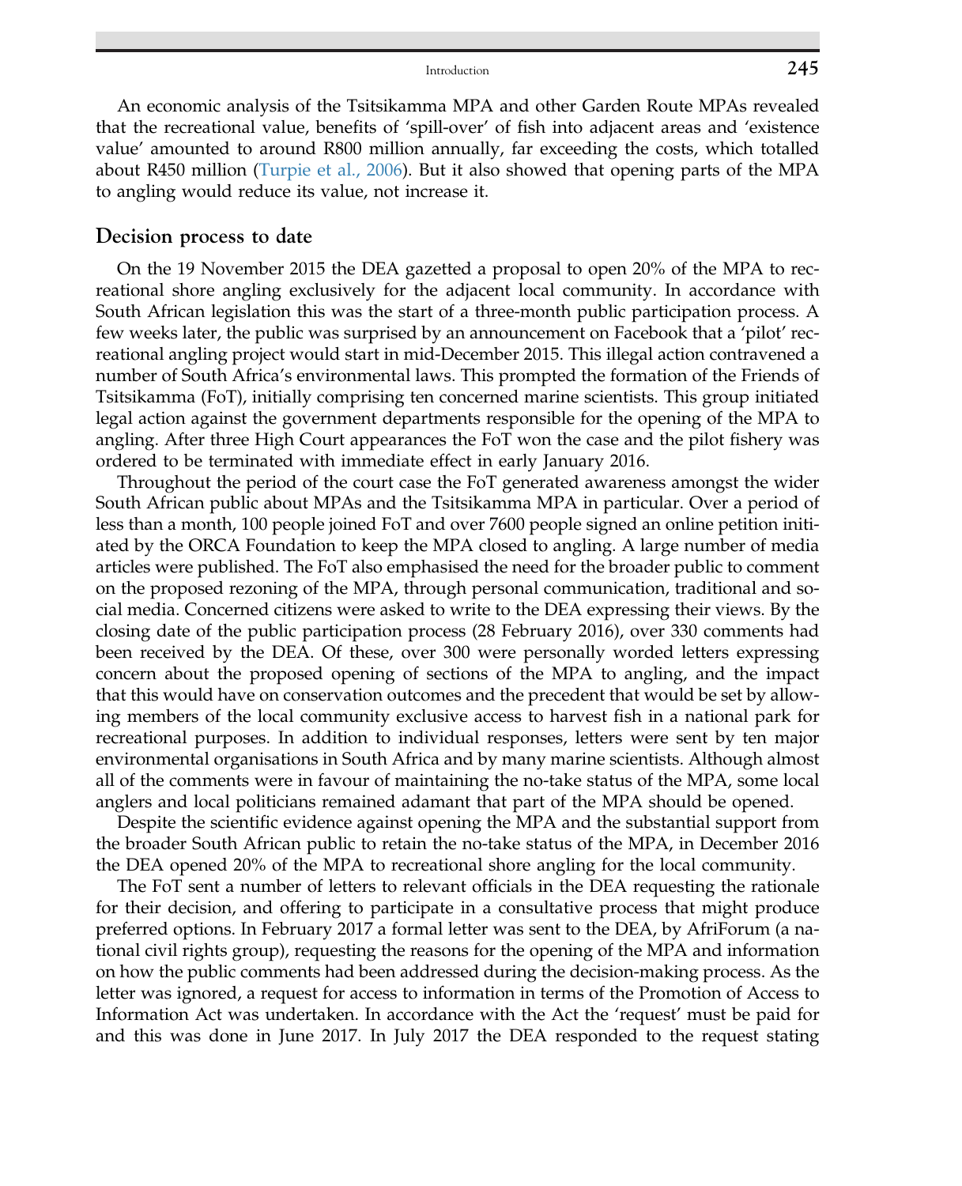An economic analysis of the Tsitsikamma MPA and other Garden Route MPAs revealed that the recreational value, benefits of 'spill-over' of fish into adjacent areas and 'existence value' amounted to around R800 million annually, far exceeding the costs, which totalled about R450 million (Turpie et al., 2006). But it also showed that opening parts of the MPA to angling would reduce its value, not increase it.

## Decision process to date

On the 19 November 2015 the DEA gazetted a proposal to open 20% of the MPA to recreational shore angling exclusively for the adjacent local community. In accordance with South African legislation this was the start of a three-month public participation process. A few weeks later, the public was surprised by an announcement on Facebook that a 'pilot' recreational angling project would start in mid-December 2015. This illegal action contravened a number of South Africa's environmental laws. This prompted the formation of the Friends of Tsitsikamma (FoT), initially comprising ten concerned marine scientists. This group initiated legal action against the government departments responsible for the opening of the MPA to angling. After three High Court appearances the FoT won the case and the pilot fishery was ordered to be terminated with immediate effect in early January 2016.

Throughout the period of the court case the FoT generated awareness amongst the wider South African public about MPAs and the Tsitsikamma MPA in particular. Over a period of less than a month, 100 people joined FoT and over 7600 people signed an online petition initiated by the ORCA Foundation to keep the MPA closed to angling. A large number of media articles were published. The FoT also emphasised the need for the broader public to comment on the proposed rezoning of the MPA, through personal communication, traditional and social media. Concerned citizens were asked to write to the DEA expressing their views. By the closing date of the public participation process (28 February 2016), over 330 comments had been received by the DEA. Of these, over 300 were personally worded letters expressing concern about the proposed opening of sections of the MPA to angling, and the impact that this would have on conservation outcomes and the precedent that would be set by allowing members of the local community exclusive access to harvest fish in a national park for recreational purposes. In addition to individual responses, letters were sent by ten major environmental organisations in South Africa and by many marine scientists. Although almost all of the comments were in favour of maintaining the no-take status of the MPA, some local anglers and local politicians remained adamant that part of the MPA should be opened.

Despite the scientific evidence against opening the MPA and the substantial support from the broader South African public to retain the no-take status of the MPA, in December 2016 the DEA opened 20% of the MPA to recreational shore angling for the local community.

The FoT sent a number of letters to relevant officials in the DEA requesting the rationale for their decision, and offering to participate in a consultative process that might produce preferred options. In February 2017 a formal letter was sent to the DEA, by AfriForum (a national civil rights group), requesting the reasons for the opening of the MPA and information on how the public comments had been addressed during the decision-making process. As the letter was ignored, a request for access to information in terms of the Promotion of Access to Information Act was undertaken. In accordance with the Act the 'request' must be paid for and this was done in June 2017. In July 2017 the DEA responded to the request stating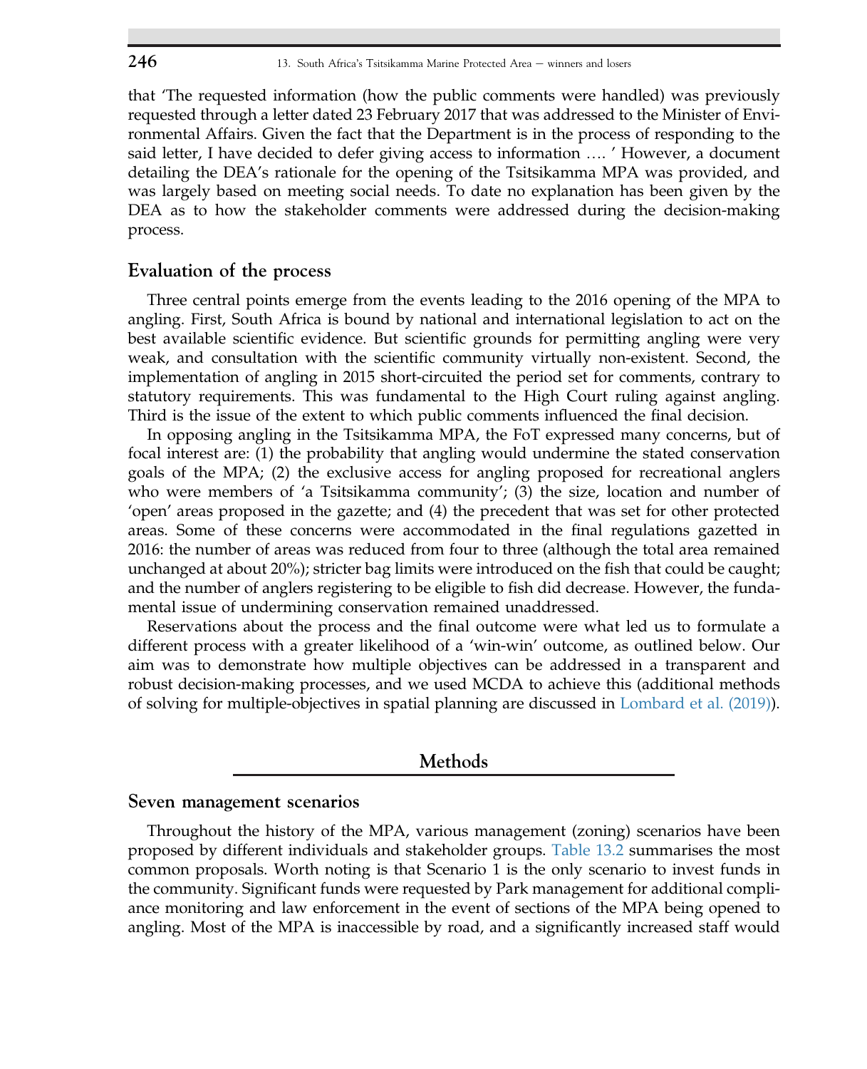that 'The requested information (how the public comments were handled) was previously requested through a letter dated 23 February 2017 that was addressed to the Minister of Environmental Affairs. Given the fact that the Department is in the process of responding to the said letter, I have decided to defer giving access to information …. ' However, a document detailing the DEA's rationale for the opening of the Tsitsikamma MPA was provided, and was largely based on meeting social needs. To date no explanation has been given by the DEA as to how the stakeholder comments were addressed during the decision-making process.

### Evaluation of the process

Three central points emerge from the events leading to the 2016 opening of the MPA to angling. First, South Africa is bound by national and international legislation to act on the best available scientific evidence. But scientific grounds for permitting angling were very weak, and consultation with the scientific community virtually non-existent. Second, the implementation of angling in 2015 short-circuited the period set for comments, contrary to statutory requirements. This was fundamental to the High Court ruling against angling. Third is the issue of the extent to which public comments influenced the final decision.

In opposing angling in the Tsitsikamma MPA, the FoT expressed many concerns, but of focal interest are: (1) the probability that angling would undermine the stated conservation goals of the MPA; (2) the exclusive access for angling proposed for recreational anglers who were members of 'a Tsitsikamma community'; (3) the size, location and number of 'open' areas proposed in the gazette; and (4) the precedent that was set for other protected areas. Some of these concerns were accommodated in the final regulations gazetted in 2016: the number of areas was reduced from four to three (although the total area remained unchanged at about 20%); stricter bag limits were introduced on the fish that could be caught; and the number of anglers registering to be eligible to fish did decrease. However, the fundamental issue of undermining conservation remained unaddressed.

Reservations about the process and the final outcome were what led us to formulate a different process with a greater likelihood of a 'win-win' outcome, as outlined below. Our aim was to demonstrate how multiple objectives can be addressed in a transparent and robust decision-making processes, and we used MCDA to achieve this (additional methods of solving for multiple-objectives in spatial planning are discussed in Lombard et al. (2019)).

## Methods

### Seven management scenarios

Throughout the history of the MPA, various management (zoning) scenarios have been proposed by different individuals and stakeholder groups. Table 13.2 summarises the most common proposals. Worth noting is that Scenario 1 is the only scenario to invest funds in the community. Significant funds were requested by Park management for additional compliance monitoring and law enforcement in the event of sections of the MPA being opened to angling. Most of the MPA is inaccessible by road, and a significantly increased staff would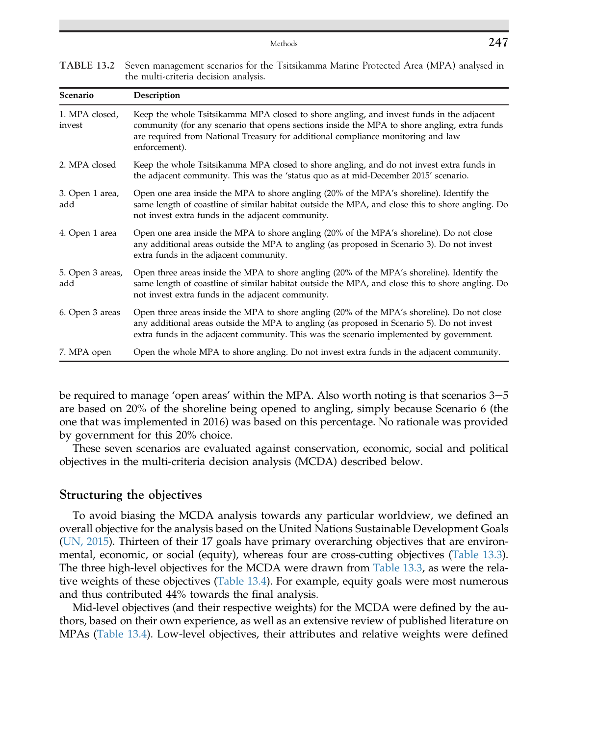TABLE 13.2 Seven management scenarios for the Tsitsikamma Marine Protected Area (MPA) analysed in the multi-criteria decision analysis.

| Scenario | Description |
|---|---|
| 1. MPA closed, invest | Keep the whole Tsitsikamma MPA closed to shore angling, and invest funds in the adjacent community (for any scenario that opens sections inside the MPA to shore angling, extra funds are required from National Treasury for additional compliance monitoring and law enforcement). |
| 2. MPA closed | Keep the whole Tsitsikamma MPA closed to shore angling, and do not invest extra funds in the adjacent community. This was the 'status quo as at mid-December 2015' scenario. |
| 3. Open 1 area, add | Open one area inside the MPA to shore angling (20% of the MPA's shoreline). Identify the same length of coastline of similar habitat outside the MPA, and close this to shore angling. Do not invest extra funds in the adjacent community. |
| 4. Open 1 area | Open one area inside the MPA to shore angling (20% of the MPA's shoreline). Do not close any additional areas outside the MPA to angling (as proposed in Scenario 3). Do not invest extra funds in the adjacent community. |
| 5. Open 3 areas, add | Open three areas inside the MPA to shore angling (20% of the MPA's shoreline). Identify the same length of coastline of similar habitat outside the MPA, and close this to shore angling. Do not invest extra funds in the adjacent community. |
| 6. Open 3 areas | Open three areas inside the MPA to shore angling (20% of the MPA's shoreline). Do not close any additional areas outside the MPA to angling (as proposed in Scenario 5). Do not invest extra funds in the adjacent community. This was the scenario implemented by government. |
| 7. MPA open | Open the whole MPA to shore angling. Do not invest extra funds in the adjacent community. |

be required to manage 'open areas' within the MPA. Also worth noting is that scenarios 3–5 are based on 20% of the shoreline being opened to angling, simply because Scenario 6 (the one that was implemented in 2016) was based on this percentage. No rationale was provided by government for this 20% choice.

These seven scenarios are evaluated against conservation, economic, social and political objectives in the multi-criteria decision analysis (MCDA) described below.

## Structuring the objectives

To avoid biasing the MCDA analysis towards any particular worldview, we defined an overall objective for the analysis based on the United Nations Sustainable Development Goals (UN, 2015). Thirteen of their 17 goals have primary overarching objectives that are environmental, economic, or social (equity), whereas four are cross-cutting objectives (Table 13.3). The three high-level objectives for the MCDA were drawn from Table 13.3, as were the relative weights of these objectives (Table 13.4). For example, equity goals were most numerous and thus contributed 44% towards the final analysis.

Mid-level objectives (and their respective weights) for the MCDA were defined by the authors, based on their own experience, as well as an extensive review of published literature on MPAs (Table 13.4). Low-level objectives, their attributes and relative weights were defined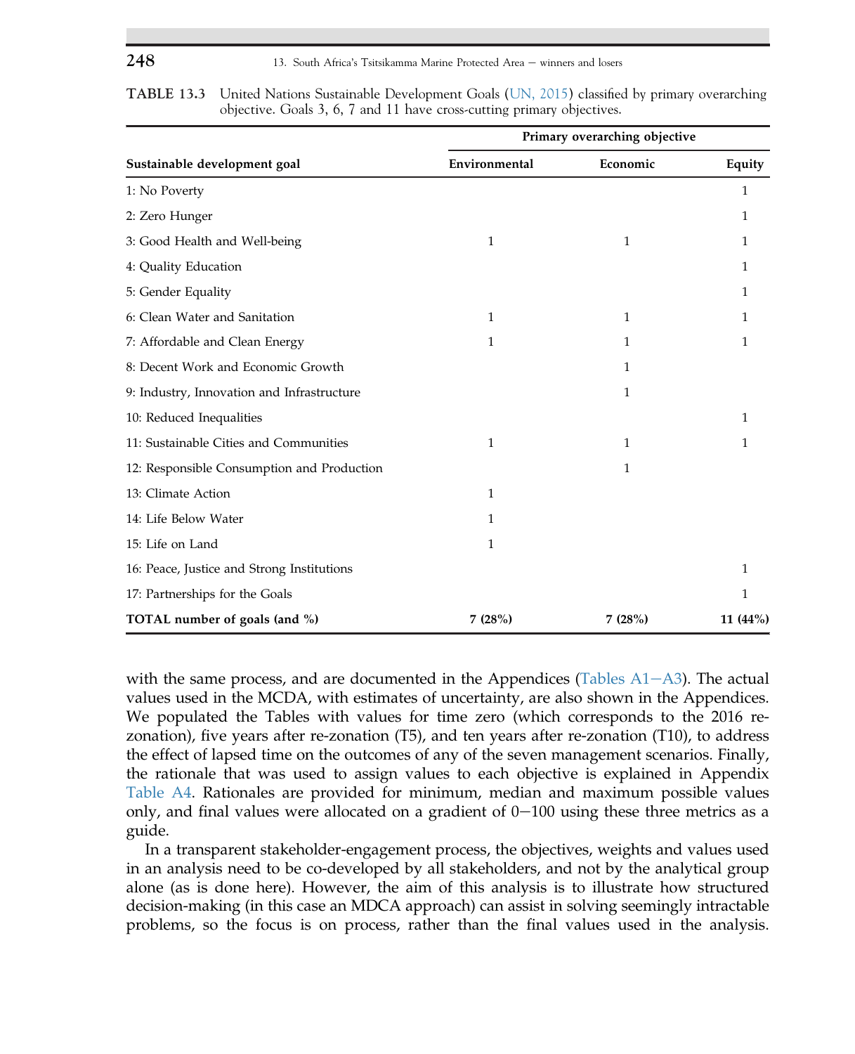**TABLE 13.3** United Nations Sustainable Development Goals (UN, 2015) classified by primary overarching objective. Goals 3, 6, 7 and 11 have cross-cutting primary objectives.

| Sustainable development goal | Primary overarching objective | | |
|---|---|---|---|
| | Environmental | Economic | Equity |
| 1: No Poverty | | | 1 |
| 2: Zero Hunger | | | 1 |
| 3: Good Health and Well-being | 1 | 1 | 1 |
| 4: Quality Education | | | 1 |
| 5: Gender Equality | | | 1 |
| 6: Clean Water and Sanitation | 1 | 1 | 1 |
| 7: Affordable and Clean Energy | 1 | 1 | 1 |
| 8: Decent Work and Economic Growth | | 1 | |
| 9: Industry, Innovation and Infrastructure | | 1 | |
| 10: Reduced Inequalities | | | 1 |
| 11: Sustainable Cities and Communities | 1 | 1 | 1 |
| 12: Responsible Consumption and Production | | 1 | |
| 13: Climate Action | 1 | | |
| 14: Life Below Water | 1 | | |
| 15: Life on Land | 1 | | |
| 16: Peace, Justice and Strong Institutions | | | 1 |
| 17: Partnerships for the Goals | | | 1 |
| **TOTAL number of goals (and %)** | **7 (28%)** | **7 (28%)** | **11 (44%)** |

with the same process, and are documented in the Appendices (Tables A1−A3). The actual values used in the MCDA, with estimates of uncertainty, are also shown in the Appendices. We populated the Tables with values for time zero (which corresponds to the 2016 re-zonation), five years after re-zonation (T5), and ten years after re-zonation (T10), to address the effect of lapsed time on the outcomes of any of the seven management scenarios. Finally, the rationale that was used to assign values to each objective is explained in Appendix Table A4. Rationales are provided for minimum, median and maximum possible values only, and final values were allocated on a gradient of 0−100 using these three metrics as a guide.

In a transparent stakeholder-engagement process, the objectives, weights and values used in an analysis need to be co-developed by all stakeholders, and not by the analytical group alone (as is done here). However, the aim of this analysis is to illustrate how structured decision-making (in this case an MDCA approach) can assist in solving seemingly intractable problems, so the focus is on process, rather than the final values used in the analysis.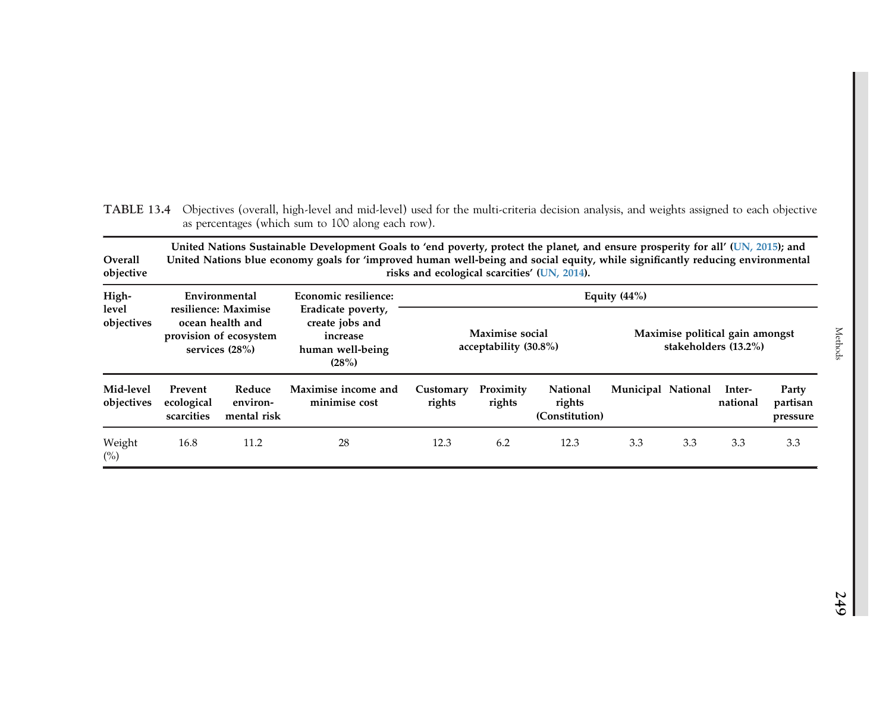TABLE 13.4 Objectives (overall, high-level and mid-level) used for the multi-criteria decision analysis, and weights assigned to each objective as percentages (which sum to 100 along each row).

| Overall objective | United Nations Sustainable Development Goals to 'end poverty, protect the planet, and ensure prosperity for all' (UN, 2015); and United Nations blue economy goals for 'improved human well-being and social equity, while significantly reducing environmental risks and ecological scarcities' (UN, 2014). | | | | | | | | | |
|---|---|---|---|---|---|---|---|---|---|---|
| High-level objectives | Environmental resilience: Maximise ocean health and provision of ecosystem services (28%) | | Economic resilience: Eradicate poverty, create jobs and increase human well-being (28%) | Equity (44%) | | | | | | |
| | | | | Maximise social acceptability (30.8%) | | | Maximise political gain amongst stakeholders (13.2%) | | | |
| Mid-level objectives | Prevent ecological scarcities | Reduce environmental risk | Maximise income and minimise cost | Customary rights | Proximity rights | National rights (Constitution) | Municipal | National | International | Party partisan pressure |
| Weight (%) | 16.8 | 11.2 | 28 | 12.3 | 6.2 | 12.3 | 3.3 | 3.3 | 3.3 | 3.3 |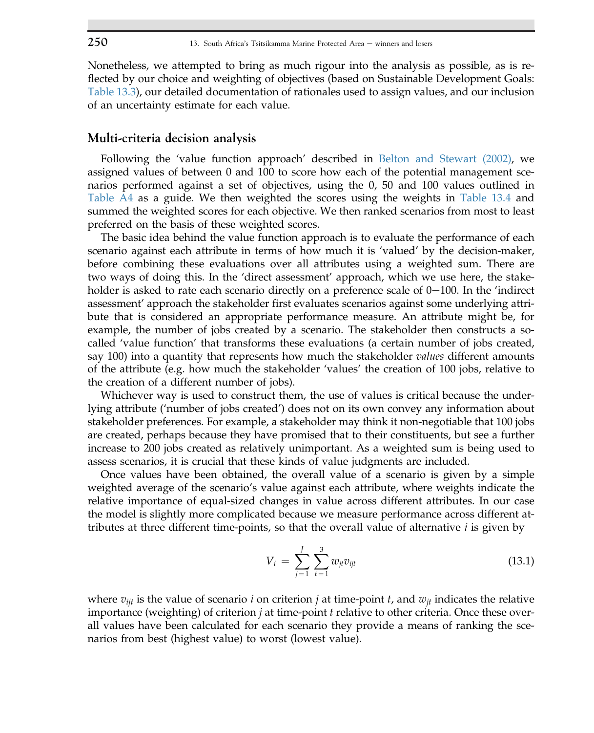Nonetheless, we attempted to bring as much rigour into the analysis as possible, as is reflected by our choice and weighting of objectives (based on Sustainable Development Goals: Table 13.3), our detailed documentation of rationales used to assign values, and our inclusion of an uncertainty estimate for each value.

## Multi-criteria decision analysis

Following the 'value function approach' described in Belton and Stewart (2002), we assigned values of between 0 and 100 to score how each of the potential management scenarios performed against a set of objectives, using the 0, 50 and 100 values outlined in Table A4 as a guide. We then weighted the scores using the weights in Table 13.4 and summed the weighted scores for each objective. We then ranked scenarios from most to least preferred on the basis of these weighted scores.

The basic idea behind the value function approach is to evaluate the performance of each scenario against each attribute in terms of how much it is 'valued' by the decision-maker, before combining these evaluations over all attributes using a weighted sum. There are two ways of doing this. In the 'direct assessment' approach, which we use here, the stakeholder is asked to rate each scenario directly on a preference scale of 0−100. In the 'indirect assessment' approach the stakeholder first evaluates scenarios against some underlying attribute that is considered an appropriate performance measure. An attribute might be, for example, the number of jobs created by a scenario. The stakeholder then constructs a so-called 'value function' that transforms these evaluations (a certain number of jobs created, say 100) into a quantity that represents how much the stakeholder *values* different amounts of the attribute (e.g. how much the stakeholder 'values' the creation of 100 jobs, relative to the creation of a different number of jobs).

Whichever way is used to construct them, the use of values is critical because the underlying attribute ('number of jobs created') does not on its own convey any information about stakeholder preferences. For example, a stakeholder may think it non-negotiable that 100 jobs are created, perhaps because they have promised that to their constituents, but see a further increase to 200 jobs created as relatively unimportant. As a weighted sum is being used to assess scenarios, it is crucial that these kinds of value judgments are included.

Once values have been obtained, the overall value of a scenario is given by a simple weighted average of the scenario's value against each attribute, where weights indicate the relative importance of equal-sized changes in value across different attributes. In our case the model is slightly more complicated because we measure performance across different attributes at three different time-points, so that the overall value of alternative $i$ is given by

$$V_i = \sum_{j=1}^{J} \sum_{t=1}^{3} w_{jt} v_{ijt} \tag{13.1}$$

where $v_{ijt}$ is the value of scenario $i$ on criterion $j$ at time-point $t$, and $w_{jt}$ indicates the relative importance (weighting) of criterion $j$ at time-point $t$ relative to other criteria. Once these overall values have been calculated for each scenario they provide a means of ranking the scenarios from best (highest value) to worst (lowest value).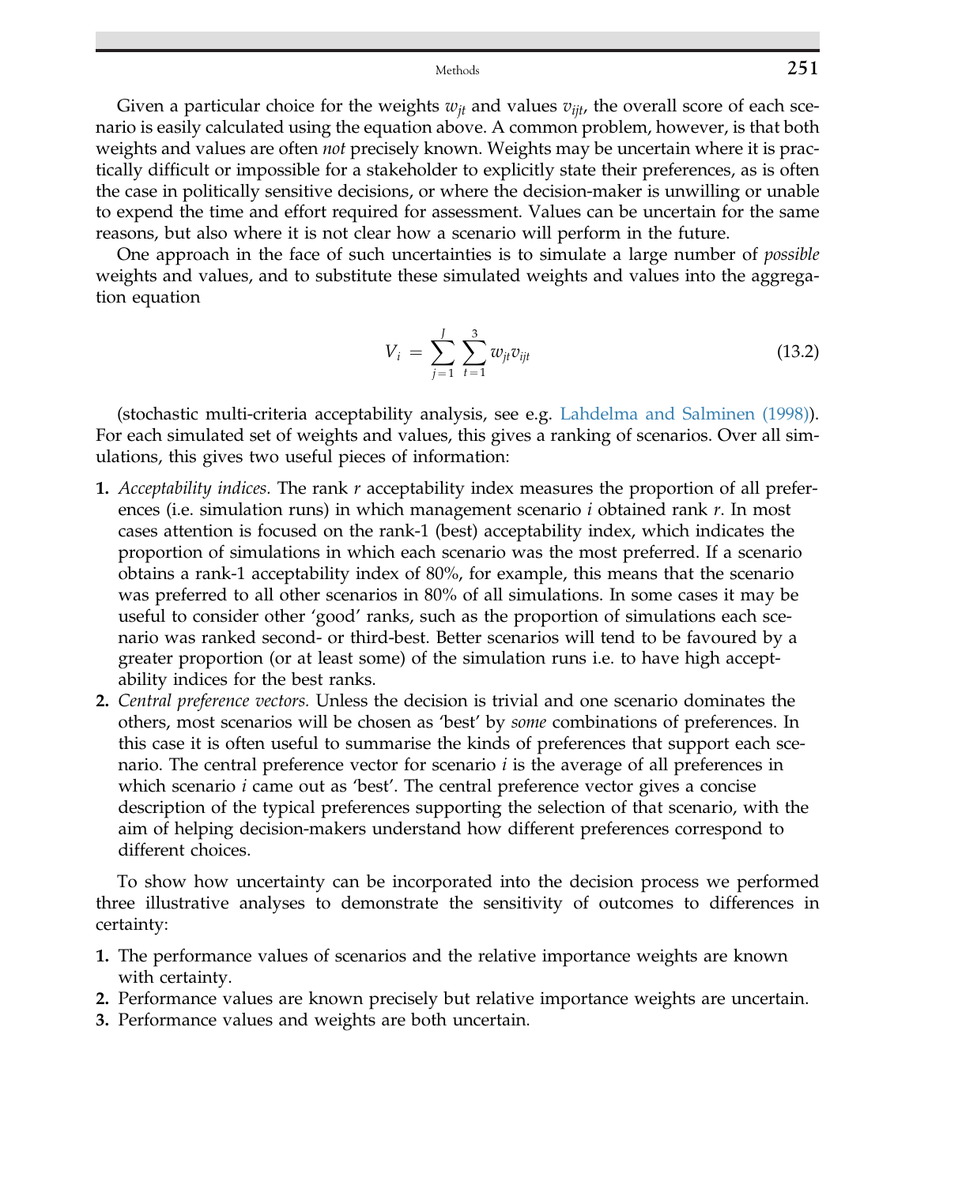Given a particular choice for the weights $w_{jt}$ and values $v_{ijt}$, the overall score of each scenario is easily calculated using the equation above. A common problem, however, is that both weights and values are often *not* precisely known. Weights may be uncertain where it is practically difficult or impossible for a stakeholder to explicitly state their preferences, as is often the case in politically sensitive decisions, or where the decision-maker is unwilling or unable to expend the time and effort required for assessment. Values can be uncertain for the same reasons, but also where it is not clear how a scenario will perform in the future.

One approach in the face of such uncertainties is to simulate a large number of *possible* weights and values, and to substitute these simulated weights and values into the aggregation equation

$$V_i = \sum_{j=1}^{J} \sum_{t=1}^{3} w_{jt} v_{ijt} \tag{13.2}$$

(stochastic multi-criteria acceptability analysis, see e.g. Lahdelma and Salminen (1998)). For each simulated set of weights and values, this gives a ranking of scenarios. Over all simulations, this gives two useful pieces of information:

1. *Acceptability indices.* The rank $r$ acceptability index measures the proportion of all preferences (i.e. simulation runs) in which management scenario $i$ obtained rank $r$. In most cases attention is focused on the rank-1 (best) acceptability index, which indicates the proportion of simulations in which each scenario was the most preferred. If a scenario obtains a rank-1 acceptability index of 80%, for example, this means that the scenario was preferred to all other scenarios in 80% of all simulations. In some cases it may be useful to consider other 'good' ranks, such as the proportion of simulations each scenario was ranked second- or third-best. Better scenarios will tend to be favoured by a greater proportion (or at least some) of the simulation runs i.e. to have high acceptability indices for the best ranks.
2. *Central preference vectors.* Unless the decision is trivial and one scenario dominates the others, most scenarios will be chosen as 'best' by *some* combinations of preferences. In this case it is often useful to summarise the kinds of preferences that support each scenario. The central preference vector for scenario $i$ is the average of all preferences in which scenario $i$ came out as 'best'. The central preference vector gives a concise description of the typical preferences supporting the selection of that scenario, with the aim of helping decision-makers understand how different preferences correspond to different choices.

To show how uncertainty can be incorporated into the decision process we performed three illustrative analyses to demonstrate the sensitivity of outcomes to differences in certainty:

1. The performance values of scenarios and the relative importance weights are known with certainty.
2. Performance values are known precisely but relative importance weights are uncertain.
3. Performance values and weights are both uncertain.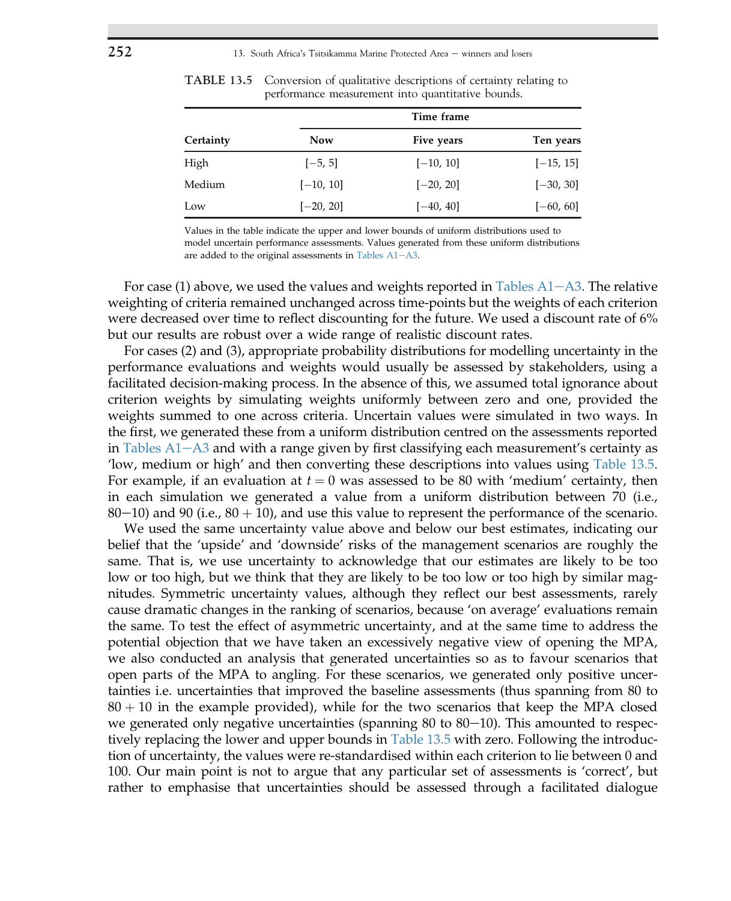**TABLE 13.5** Conversion of qualitative descriptions of certainty relating to performance measurement into quantitative bounds.

| | Time frame | | |
|---|---|---|---|
| Certainty | Now | Five years | Ten years |
| High | [−5, 5] | [−10, 10] | [−15, 15] |
| Medium | [−10, 10] | [−20, 20] | [−30, 30] |
| Low | [−20, 20] | [−40, 40] | [−60, 60] |

Values in the table indicate the upper and lower bounds of uniform distributions used to model uncertain performance assessments. Values generated from these uniform distributions are added to the original assessments in Tables A1−A3.

For case (1) above, we used the values and weights reported in Tables A1−A3. The relative weighting of criteria remained unchanged across time-points but the weights of each criterion were decreased over time to reflect discounting for the future. We used a discount rate of 6% but our results are robust over a wide range of realistic discount rates.

For cases (2) and (3), appropriate probability distributions for modelling uncertainty in the performance evaluations and weights would usually be assessed by stakeholders, using a facilitated decision-making process. In the absence of this, we assumed total ignorance about criterion weights by simulating weights uniformly between zero and one, provided the weights summed to one across criteria. Uncertain values were simulated in two ways. In the first, we generated these from a uniform distribution centred on the assessments reported in Tables A1−A3 and with a range given by first classifying each measurement's certainty as 'low, medium or high' and then converting these descriptions into values using Table 13.5. For example, if an evaluation at $t = 0$ was assessed to be 80 with 'medium' certainty, then in each simulation we generated a value from a uniform distribution between 70 (i.e., $80-10$) and 90 (i.e., $80+10$), and use this value to represent the performance of the scenario.

We used the same uncertainty value above and below our best estimates, indicating our belief that the 'upside' and 'downside' risks of the management scenarios are roughly the same. That is, we use uncertainty to acknowledge that our estimates are likely to be too low or too high, but we think that they are likely to be too low or too high by similar magnitudes. Symmetric uncertainty values, although they reflect our best assessments, rarely cause dramatic changes in the ranking of scenarios, because 'on average' evaluations remain the same. To test the effect of asymmetric uncertainty, and at the same time to address the potential objection that we have taken an excessively negative view of opening the MPA, we also conducted an analysis that generated uncertainties so as to favour scenarios that open parts of the MPA to angling. For these scenarios, we generated only positive uncertainties i.e. uncertainties that improved the baseline assessments (thus spanning from 80 to $80+10$ in the example provided), while for the two scenarios that keep the MPA closed we generated only negative uncertainties (spanning 80 to $80-10$). This amounted to respectively replacing the lower and upper bounds in Table 13.5 with zero. Following the introduction of uncertainty, the values were re-standardised within each criterion to lie between 0 and 100. Our main point is not to argue that any particular set of assessments is 'correct', but rather to emphasise that uncertainties should be assessed through a facilitated dialogue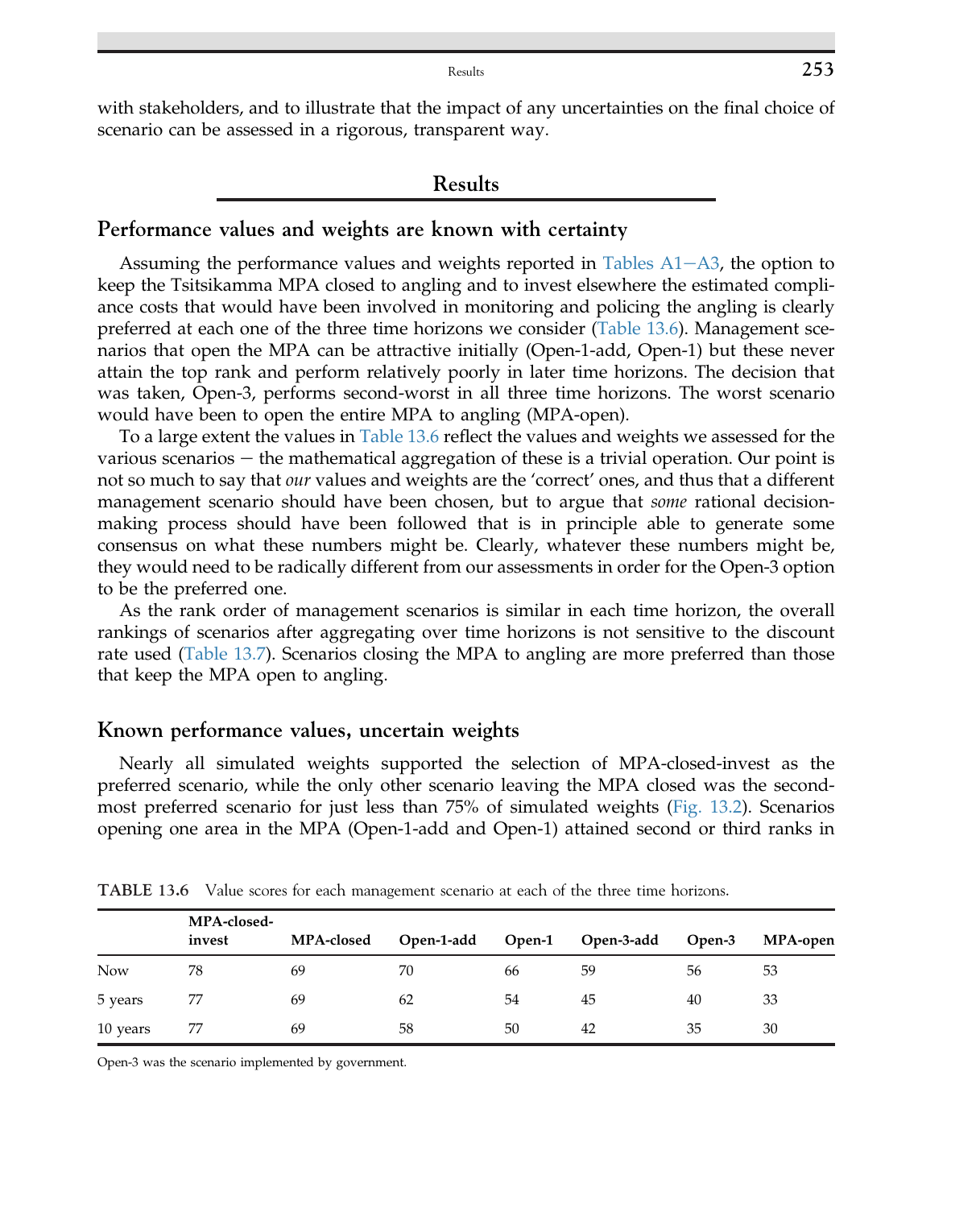with stakeholders, and to illustrate that the impact of any uncertainties on the final choice of scenario can be assessed in a rigorous, transparent way.

## Results

### Performance values and weights are known with certainty

Assuming the performance values and weights reported in Tables A1−A3, the option to keep the Tsitsikamma MPA closed to angling and to invest elsewhere the estimated compliance costs that would have been involved in monitoring and policing the angling is clearly preferred at each one of the three time horizons we consider (Table 13.6). Management scenarios that open the MPA can be attractive initially (Open-1-add, Open-1) but these never attain the top rank and perform relatively poorly in later time horizons. The decision that was taken, Open-3, performs second-worst in all three time horizons. The worst scenario would have been to open the entire MPA to angling (MPA-open).

To a large extent the values in Table 13.6 reflect the values and weights we assessed for the various scenarios − the mathematical aggregation of these is a trivial operation. Our point is not so much to say that *our* values and weights are the 'correct' ones, and thus that a different management scenario should have been chosen, but to argue that *some* rational decision-making process should have been followed that is in principle able to generate some consensus on what these numbers might be. Clearly, whatever these numbers might be, they would need to be radically different from our assessments in order for the Open-3 option to be the preferred one.

As the rank order of management scenarios is similar in each time horizon, the overall rankings of scenarios after aggregating over time horizons is not sensitive to the discount rate used (Table 13.7). Scenarios closing the MPA to angling are more preferred than those that keep the MPA open to angling.

### Known performance values, uncertain weights

Nearly all simulated weights supported the selection of MPA-closed-invest as the preferred scenario, while the only other scenario leaving the MPA closed was the second-most preferred scenario for just less than 75% of simulated weights (Fig. 13.2). Scenarios opening one area in the MPA (Open-1-add and Open-1) attained second or third ranks in

**TABLE 13.6** Value scores for each management scenario at each of the three time horizons.

| | MPA-closed-invest | MPA-closed | Open-1-add | Open-1 | Open-3-add | Open-3 | MPA-open |
|---|---|---|---|---|---|---|---|
| Now | 78 | 69 | 70 | 66 | 59 | 56 | 53 |
| 5 years | 77 | 69 | 62 | 54 | 45 | 40 | 33 |
| 10 years | 77 | 69 | 58 | 50 | 42 | 35 | 30 |

Open-3 was the scenario implemented by government.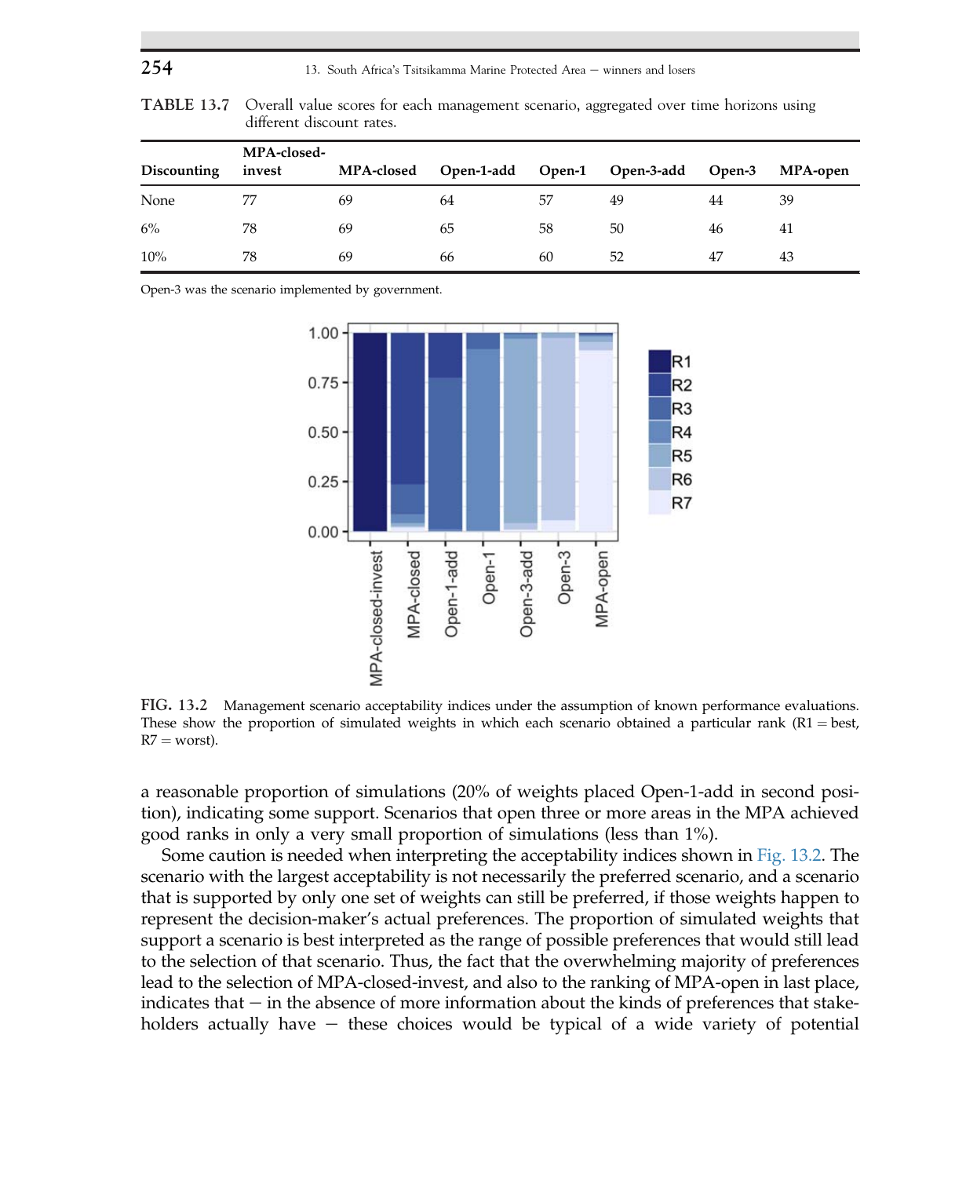**TABLE 13.7** Overall value scores for each management scenario, aggregated over time horizons using different discount rates.

| Discounting | MPA-closed-invest | MPA-closed | Open-1-add | Open-1 | Open-3-add | Open-3 | MPA-open |
|---|---|---|---|---|---|---|---|
| None | 77 | 69 | 64 | 57 | 49 | 44 | 39 |
| 6% | 78 | 69 | 65 | 58 | 50 | 46 | 41 |
| 10% | 78 | 69 | 66 | 60 | 52 | 47 | 43 |

Open-3 was the scenario implemented by government.

**FIG. 13.2** Management scenario acceptability indices under the assumption of known performance evaluations. These show the proportion of simulated weights in which each scenario obtained a particular rank (R1 = best, R7 = worst).

a reasonable proportion of simulations (20% of weights placed Open-1-add in second position), indicating some support. Scenarios that open three or more areas in the MPA achieved good ranks in only a very small proportion of simulations (less than 1%).

Some caution is needed when interpreting the acceptability indices shown in Fig. 13.2. The scenario with the largest acceptability is not necessarily the preferred scenario, and a scenario that is supported by only one set of weights can still be preferred, if those weights happen to represent the decision-maker's actual preferences. The proportion of simulated weights that support a scenario is best interpreted as the range of possible preferences that would still lead to the selection of that scenario. Thus, the fact that the overwhelming majority of preferences lead to the selection of MPA-closed-invest, and also to the ranking of MPA-open in last place, indicates that — in the absence of more information about the kinds of preferences that stakeholders actually have — these choices would be typical of a wide variety of potential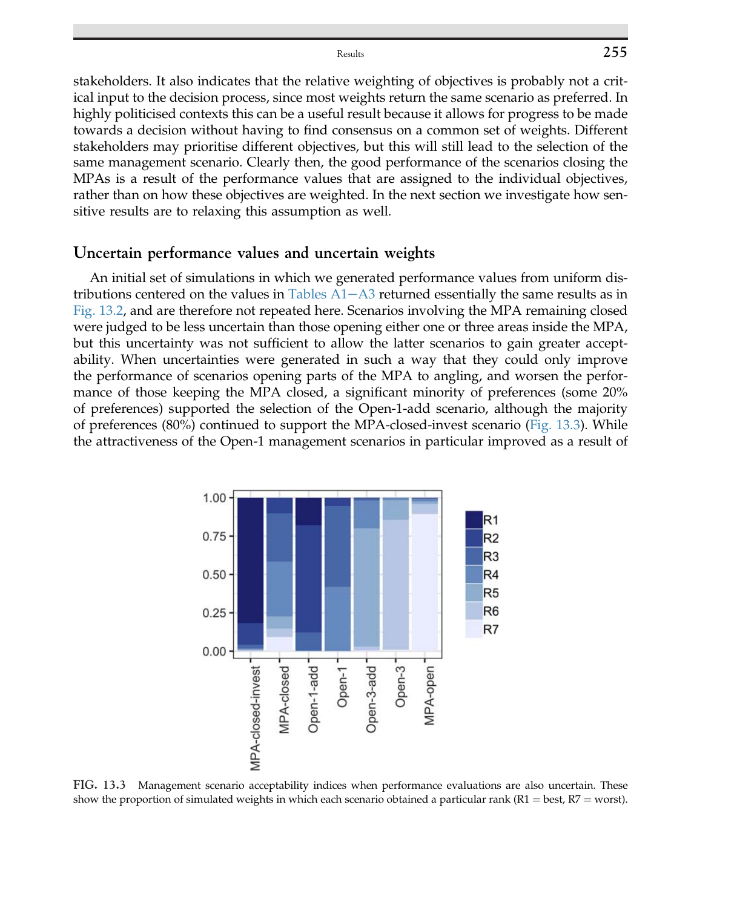stakeholders. It also indicates that the relative weighting of objectives is probably not a critical input to the decision process, since most weights return the same scenario as preferred. In highly politicised contexts this can be a useful result because it allows for progress to be made towards a decision without having to find consensus on a common set of weights. Different stakeholders may prioritise different objectives, but this will still lead to the selection of the same management scenario. Clearly then, the good performance of the scenarios closing the MPAs is a result of the performance values that are assigned to the individual objectives, rather than on how these objectives are weighted. In the next section we investigate how sensitive results are to relaxing this assumption as well.

## Uncertain performance values and uncertain weights

An initial set of simulations in which we generated performance values from uniform distributions centered on the values in Tables A1–A3 returned essentially the same results as in Fig. 13.2, and are therefore not repeated here. Scenarios involving the MPA remaining closed were judged to be less uncertain than those opening either one or three areas inside the MPA, but this uncertainty was not sufficient to allow the latter scenarios to gain greater acceptability. When uncertainties were generated in such a way that they could only improve the performance of scenarios opening parts of the MPA to angling, and worsen the performance of those keeping the MPA closed, a significant minority of preferences (some 20% of preferences) supported the selection of the Open-1-add scenario, although the majority of preferences (80%) continued to support the MPA-closed-invest scenario (Fig. 13.3). While the attractiveness of the Open-1 management scenarios in particular improved as a result of

FIG. 13.3 Management scenario acceptability indices when performance evaluations are also uncertain. These show the proportion of simulated weights in which each scenario obtained a particular rank (R1 = best, R7 = worst).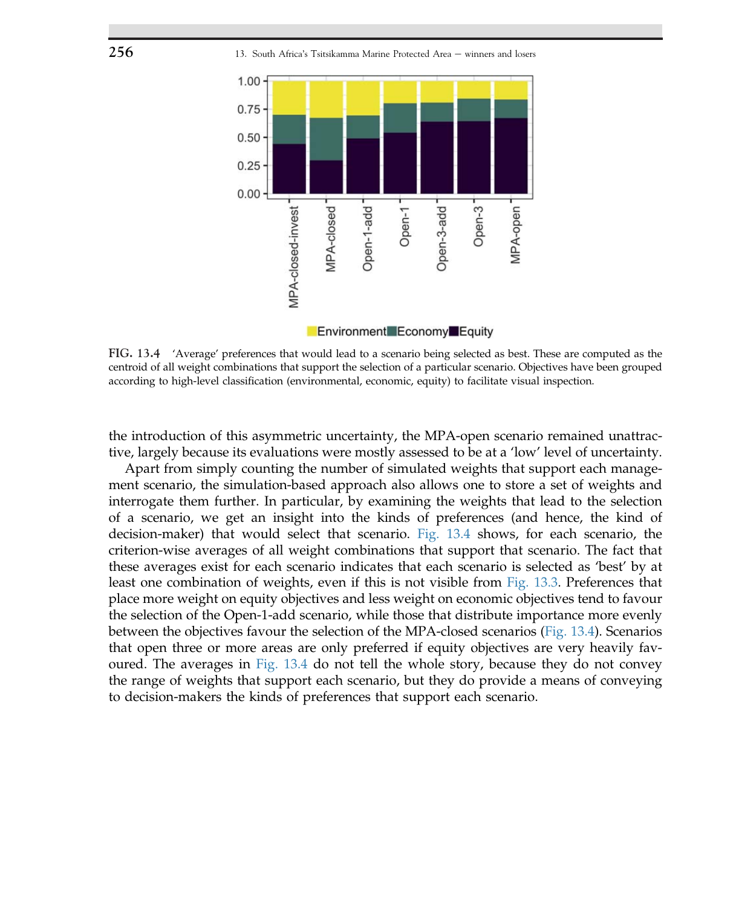FIG. 13.4 'Average' preferences that would lead to a scenario being selected as best. These are computed as the centroid of all weight combinations that support the selection of a particular scenario. Objectives have been grouped according to high-level classification (environmental, economic, equity) to facilitate visual inspection.

the introduction of this asymmetric uncertainty, the MPA-open scenario remained unattractive, largely because its evaluations were mostly assessed to be at a 'low' level of uncertainty.

Apart from simply counting the number of simulated weights that support each management scenario, the simulation-based approach also allows one to store a set of weights and interrogate them further. In particular, by examining the weights that lead to the selection of a scenario, we get an insight into the kinds of preferences (and hence, the kind of decision-maker) that would select that scenario. Fig. 13.4 shows, for each scenario, the criterion-wise averages of all weight combinations that support that scenario. The fact that these averages exist for each scenario indicates that each scenario is selected as 'best' by at least one combination of weights, even if this is not visible from Fig. 13.3. Preferences that place more weight on equity objectives and less weight on economic objectives tend to favour the selection of the Open-1-add scenario, while those that distribute importance more evenly between the objectives favour the selection of the MPA-closed scenarios (Fig. 13.4). Scenarios that open three or more areas are only preferred if equity objectives are very heavily favoured. The averages in Fig. 13.4 do not tell the whole story, because they do not convey the range of weights that support each scenario, but they do provide a means of conveying to decision-makers the kinds of preferences that support each scenario.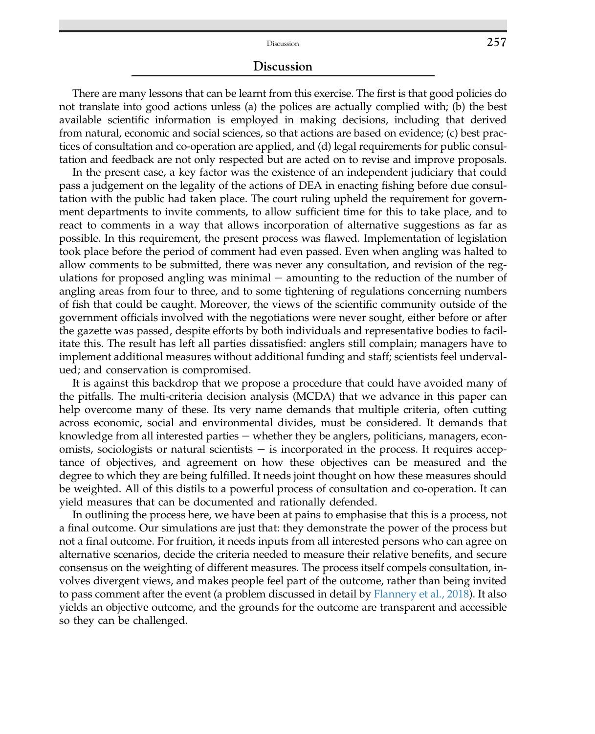## Discussion

There are many lessons that can be learnt from this exercise. The first is that good policies do not translate into good actions unless (a) the polices are actually complied with; (b) the best available scientific information is employed in making decisions, including that derived from natural, economic and social sciences, so that actions are based on evidence; (c) best practices of consultation and co-operation are applied, and (d) legal requirements for public consultation and feedback are not only respected but are acted on to revise and improve proposals.

In the present case, a key factor was the existence of an independent judiciary that could pass a judgement on the legality of the actions of DEA in enacting fishing before due consultation with the public had taken place. The court ruling upheld the requirement for government departments to invite comments, to allow sufficient time for this to take place, and to react to comments in a way that allows incorporation of alternative suggestions as far as possible. In this requirement, the present process was flawed. Implementation of legislation took place before the period of comment had even passed. Even when angling was halted to allow comments to be submitted, there was never any consultation, and revision of the regulations for proposed angling was minimal − amounting to the reduction of the number of angling areas from four to three, and to some tightening of regulations concerning numbers of fish that could be caught. Moreover, the views of the scientific community outside of the government officials involved with the negotiations were never sought, either before or after the gazette was passed, despite efforts by both individuals and representative bodies to facilitate this. The result has left all parties dissatisfied: anglers still complain; managers have to implement additional measures without additional funding and staff; scientists feel undervalued; and conservation is compromised.

It is against this backdrop that we propose a procedure that could have avoided many of the pitfalls. The multi-criteria decision analysis (MCDA) that we advance in this paper can help overcome many of these. Its very name demands that multiple criteria, often cutting across economic, social and environmental divides, must be considered. It demands that knowledge from all interested parties − whether they be anglers, politicians, managers, economists, sociologists or natural scientists − is incorporated in the process. It requires acceptance of objectives, and agreement on how these objectives can be measured and the degree to which they are being fulfilled. It needs joint thought on how these measures should be weighted. All of this distils to a powerful process of consultation and co-operation. It can yield measures that can be documented and rationally defended.

In outlining the process here, we have been at pains to emphasise that this is a process, not a final outcome. Our simulations are just that: they demonstrate the power of the process but not a final outcome. For fruition, it needs inputs from all interested persons who can agree on alternative scenarios, decide the criteria needed to measure their relative benefits, and secure consensus on the weighting of different measures. The process itself compels consultation, involves divergent views, and makes people feel part of the outcome, rather than being invited to pass comment after the event (a problem discussed in detail by Flannery et al., 2018). It also yields an objective outcome, and the grounds for the outcome are transparent and accessible so they can be challenged.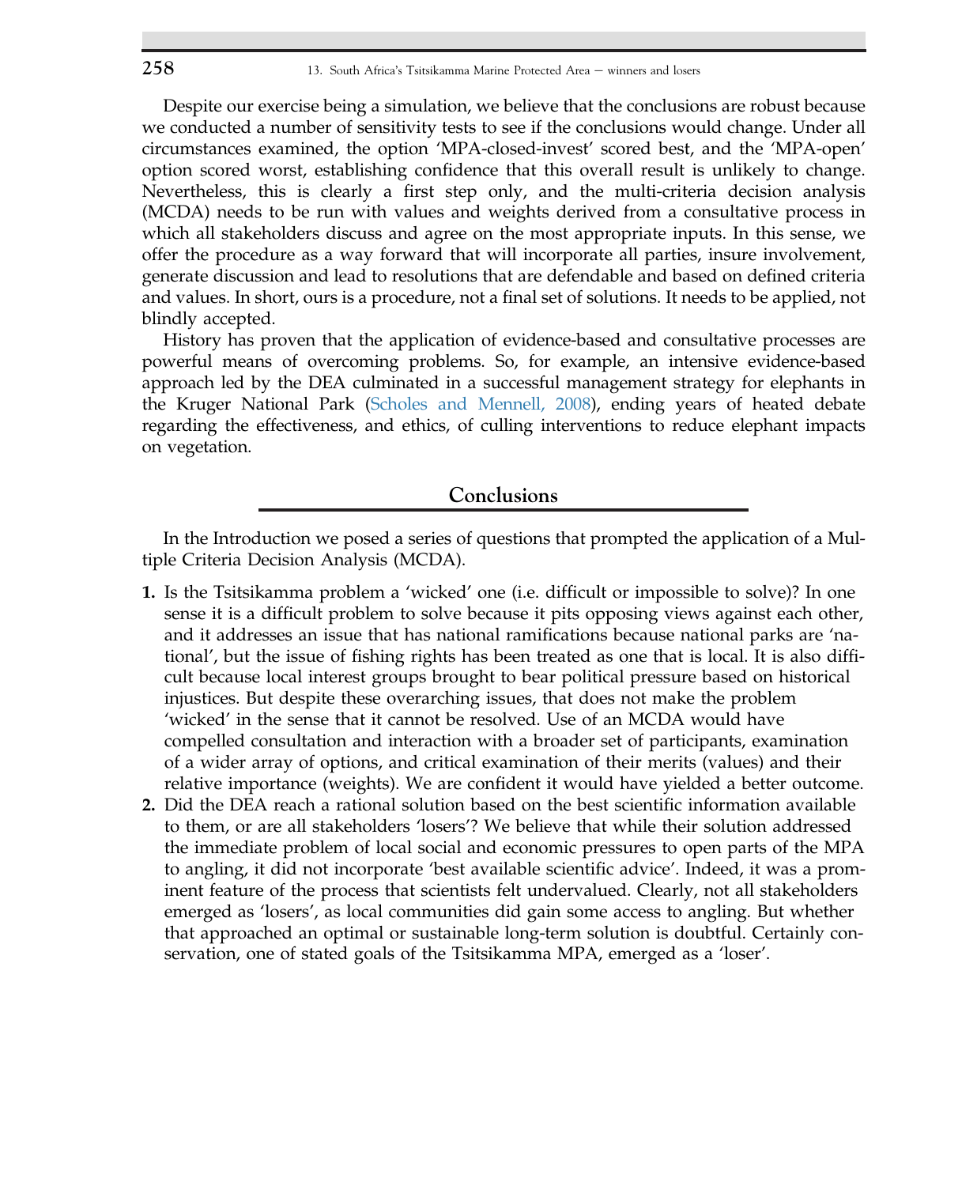Despite our exercise being a simulation, we believe that the conclusions are robust because we conducted a number of sensitivity tests to see if the conclusions would change. Under all circumstances examined, the option 'MPA-closed-invest' scored best, and the 'MPA-open' option scored worst, establishing confidence that this overall result is unlikely to change. Nevertheless, this is clearly a first step only, and the multi-criteria decision analysis (MCDA) needs to be run with values and weights derived from a consultative process in which all stakeholders discuss and agree on the most appropriate inputs. In this sense, we offer the procedure as a way forward that will incorporate all parties, insure involvement, generate discussion and lead to resolutions that are defendable and based on defined criteria and values. In short, ours is a procedure, not a final set of solutions. It needs to be applied, not blindly accepted.

History has proven that the application of evidence-based and consultative processes are powerful means of overcoming problems. So, for example, an intensive evidence-based approach led by the DEA culminated in a successful management strategy for elephants in the Kruger National Park (Scholes and Mennell, 2008), ending years of heated debate regarding the effectiveness, and ethics, of culling interventions to reduce elephant impacts on vegetation.

## Conclusions

In the Introduction we posed a series of questions that prompted the application of a Multiple Criteria Decision Analysis (MCDA).

1. Is the Tsitsikamma problem a 'wicked' one (i.e. difficult or impossible to solve)? In one sense it is a difficult problem to solve because it pits opposing views against each other, and it addresses an issue that has national ramifications because national parks are 'national', but the issue of fishing rights has been treated as one that is local. It is also difficult because local interest groups brought to bear political pressure based on historical injustices. But despite these overarching issues, that does not make the problem 'wicked' in the sense that it cannot be resolved. Use of an MCDA would have compelled consultation and interaction with a broader set of participants, examination of a wider array of options, and critical examination of their merits (values) and their relative importance (weights). We are confident it would have yielded a better outcome.
2. Did the DEA reach a rational solution based on the best scientific information available to them, or are all stakeholders 'losers'? We believe that while their solution addressed the immediate problem of local social and economic pressures to open parts of the MPA to angling, it did not incorporate 'best available scientific advice'. Indeed, it was a prominent feature of the process that scientists felt undervalued. Clearly, not all stakeholders emerged as 'losers', as local communities did gain some access to angling. But whether that approached an optimal or sustainable long-term solution is doubtful. Certainly conservation, one of stated goals of the Tsitsikamma MPA, emerged as a 'loser'.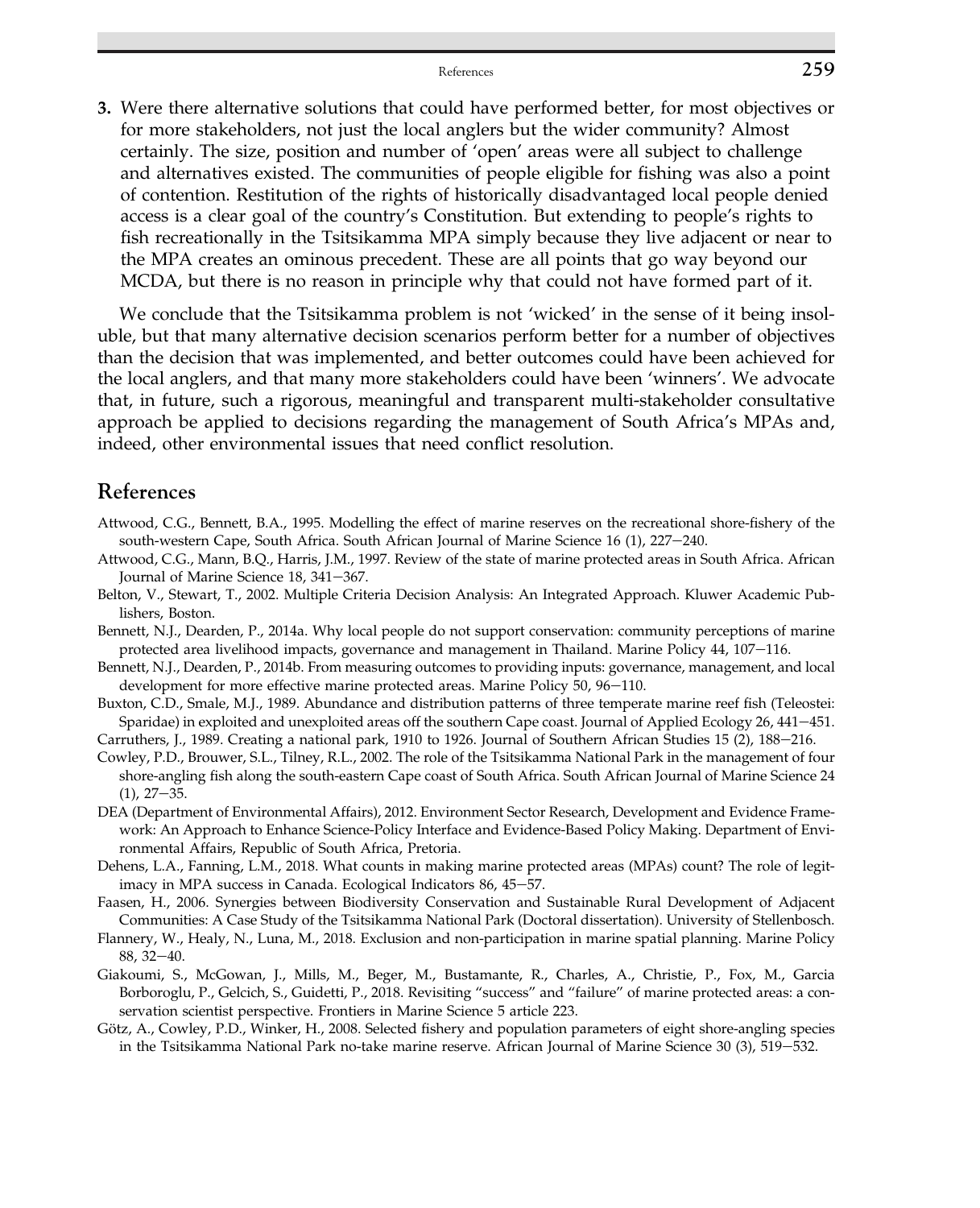3. Were there alternative solutions that could have performed better, for most objectives or for more stakeholders, not just the local anglers but the wider community? Almost certainly. The size, position and number of 'open' areas were all subject to challenge and alternatives existed. The communities of people eligible for fishing was also a point of contention. Restitution of the rights of historically disadvantaged local people denied access is a clear goal of the country's Constitution. But extending to people's rights to fish recreationally in the Tsitsikamma MPA simply because they live adjacent or near to the MPA creates an ominous precedent. These are all points that go way beyond our MCDA, but there is no reason in principle why that could not have formed part of it.

We conclude that the Tsitsikamma problem is not 'wicked' in the sense of it being insoluble, but that many alternative decision scenarios perform better for a number of objectives than the decision that was implemented, and better outcomes could have been achieved for the local anglers, and that many more stakeholders could have been 'winners'. We advocate that, in future, such a rigorous, meaningful and transparent multi-stakeholder consultative approach be applied to decisions regarding the management of South Africa's MPAs and, indeed, other environmental issues that need conflict resolution.

## References

Attwood, C.G., Bennett, B.A., 1995. Modelling the effect of marine reserves on the recreational shore-fishery of the south-western Cape, South Africa. South African Journal of Marine Science 16 (1), 227–240.

Attwood, C.G., Mann, B.Q., Harris, J.M., 1997. Review of the state of marine protected areas in South Africa. African Journal of Marine Science 18, 341–367.

Belton, V., Stewart, T., 2002. Multiple Criteria Decision Analysis: An Integrated Approach. Kluwer Academic Publishers, Boston.

Bennett, N.J., Dearden, P., 2014a. Why local people do not support conservation: community perceptions of marine protected area livelihood impacts, governance and management in Thailand. Marine Policy 44, 107–116.

Bennett, N.J., Dearden, P., 2014b. From measuring outcomes to providing inputs: governance, management, and local development for more effective marine protected areas. Marine Policy 50, 96–110.

Buxton, C.D., Smale, M.J., 1989. Abundance and distribution patterns of three temperate marine reef fish (Teleostei: Sparidae) in exploited and unexploited areas off the southern Cape coast. Journal of Applied Ecology 26, 441–451.

Carruthers, J., 1989. Creating a national park, 1910 to 1926. Journal of Southern African Studies 15 (2), 188–216.

Cowley, P.D., Brouwer, S.L., Tilney, R.L., 2002. The role of the Tsitsikamma National Park in the management of four shore-angling fish along the south-eastern Cape coast of South Africa. South African Journal of Marine Science 24 (1), 27–35.

DEA (Department of Environmental Affairs), 2012. Environment Sector Research, Development and Evidence Framework: An Approach to Enhance Science-Policy Interface and Evidence-Based Policy Making. Department of Environmental Affairs, Republic of South Africa, Pretoria.

Dehens, L.A., Fanning, L.M., 2018. What counts in making marine protected areas (MPAs) count? The role of legitimacy in MPA success in Canada. Ecological Indicators 86, 45–57.

Faasen, H., 2006. Synergies between Biodiversity Conservation and Sustainable Rural Development of Adjacent Communities: A Case Study of the Tsitsikamma National Park (Doctoral dissertation). University of Stellenbosch.

Flannery, W., Healy, N., Luna, M., 2018. Exclusion and non-participation in marine spatial planning. Marine Policy 88, 32–40.

Giakoumi, S., McGowan, J., Mills, M., Beger, M., Bustamante, R., Charles, A., Christie, P., Fox, M., Garcia Borboroglu, P., Gelcich, S., Guidetti, P., 2018. Revisiting "success" and "failure" of marine protected areas: a conservation scientist perspective. Frontiers in Marine Science 5 article 223.

Götz, A., Cowley, P.D., Winker, H., 2008. Selected fishery and population parameters of eight shore-angling species in the Tsitsikamma National Park no-take marine reserve. African Journal of Marine Science 30 (3), 519–532.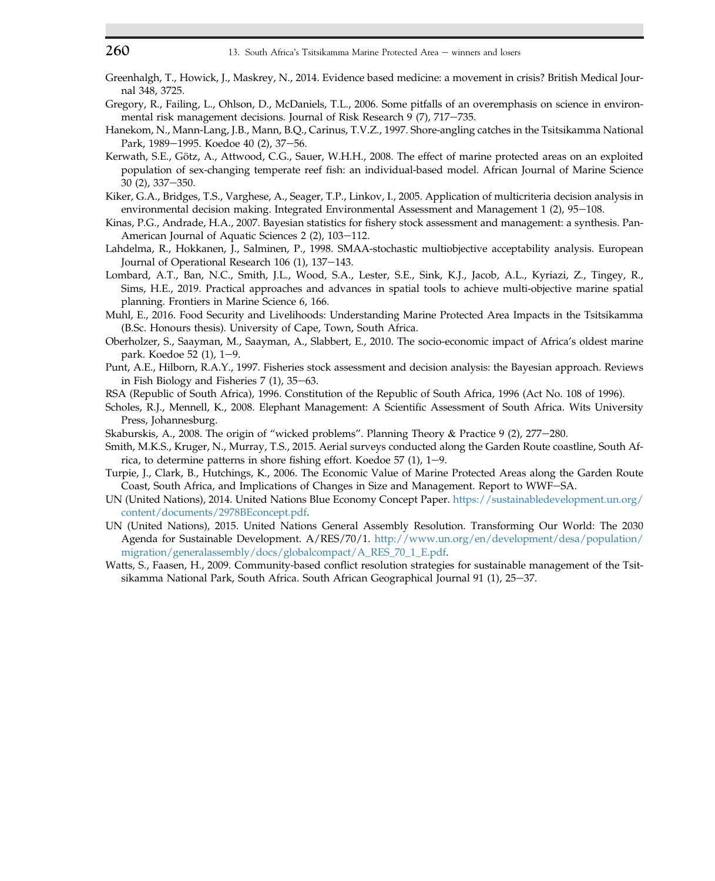Greenhalgh, T., Howick, J., Maskrey, N., 2014. Evidence based medicine: a movement in crisis? British Medical Journal 348, 3725.

Gregory, R., Failing, L., Ohlson, D., McDaniels, T.L., 2006. Some pitfalls of an overemphasis on science in environmental risk management decisions. Journal of Risk Research 9 (7), 717–735.

Hanekom, N., Mann-Lang, J.B., Mann, B.Q., Carinus, T.V.Z., 1997. Shore-angling catches in the Tsitsikamma National Park, 1989–1995. Koedoe 40 (2), 37–56.

Kerwath, S.E., Götz, A., Attwood, C.G., Sauer, W.H.H., 2008. The effect of marine protected areas on an exploited population of sex-changing temperate reef fish: an individual-based model. African Journal of Marine Science 30 (2), 337–350.

Kiker, G.A., Bridges, T.S., Varghese, A., Seager, T.P., Linkov, I., 2005. Application of multicriteria decision analysis in environmental decision making. Integrated Environmental Assessment and Management 1 (2), 95–108.

Kinas, P.G., Andrade, H.A., 2007. Bayesian statistics for fishery stock assessment and management: a synthesis. Pan-American Journal of Aquatic Sciences 2 (2), 103–112.

Lahdelma, R., Hokkanen, J., Salminen, P., 1998. SMAA-stochastic multiobjective acceptability analysis. European Journal of Operational Research 106 (1), 137–143.

Lombard, A.T., Ban, N.C., Smith, J.L., Wood, S.A., Lester, S.E., Sink, K.J., Jacob, A.L., Kyriazi, Z., Tingey, R., Sims, H.E., 2019. Practical approaches and advances in spatial tools to achieve multi-objective marine spatial planning. Frontiers in Marine Science 6, 166.

Muhl, E., 2016. Food Security and Livelihoods: Understanding Marine Protected Area Impacts in the Tsitsikamma (B.Sc. Honours thesis). University of Cape, Town, South Africa.

Oberholzer, S., Saayman, M., Saayman, A., Slabbert, E., 2010. The socio-economic impact of Africa's oldest marine park. Koedoe 52 (1), 1–9.

Punt, A.E., Hilborn, R.A.Y., 1997. Fisheries stock assessment and decision analysis: the Bayesian approach. Reviews in Fish Biology and Fisheries 7 (1), 35–63.

RSA (Republic of South Africa), 1996. Constitution of the Republic of South Africa, 1996 (Act No. 108 of 1996).

Scholes, R.J., Mennell, K., 2008. Elephant Management: A Scientific Assessment of South Africa. Wits University Press, Johannesburg.

Skaburskis, A., 2008. The origin of "wicked problems". Planning Theory & Practice 9 (2), 277–280.

Smith, M.K.S., Kruger, N., Murray, T.S., 2015. Aerial surveys conducted along the Garden Route coastline, South Africa, to determine patterns in shore fishing effort. Koedoe 57 (1), 1–9.

Turpie, J., Clark, B., Hutchings, K., 2006. The Economic Value of Marine Protected Areas along the Garden Route Coast, South Africa, and Implications of Changes in Size and Management. Report to WWF–SA.

UN (United Nations), 2014. United Nations Blue Economy Concept Paper. https://sustainabledevelopment.un.org/content/documents/2978BEconcept.pdf.

UN (United Nations), 2015. United Nations General Assembly Resolution. Transforming Our World: The 2030 Agenda for Sustainable Development. A/RES/70/1. http://www.un.org/en/development/desa/population/migration/generalassembly/docs/globalcompact/A_RES_70_1_E.pdf.

Watts, S., Faasen, H., 2009. Community-based conflict resolution strategies for sustainable management of the Tsitsikamma National Park, South Africa. South African Geographical Journal 91 (1), 25–37.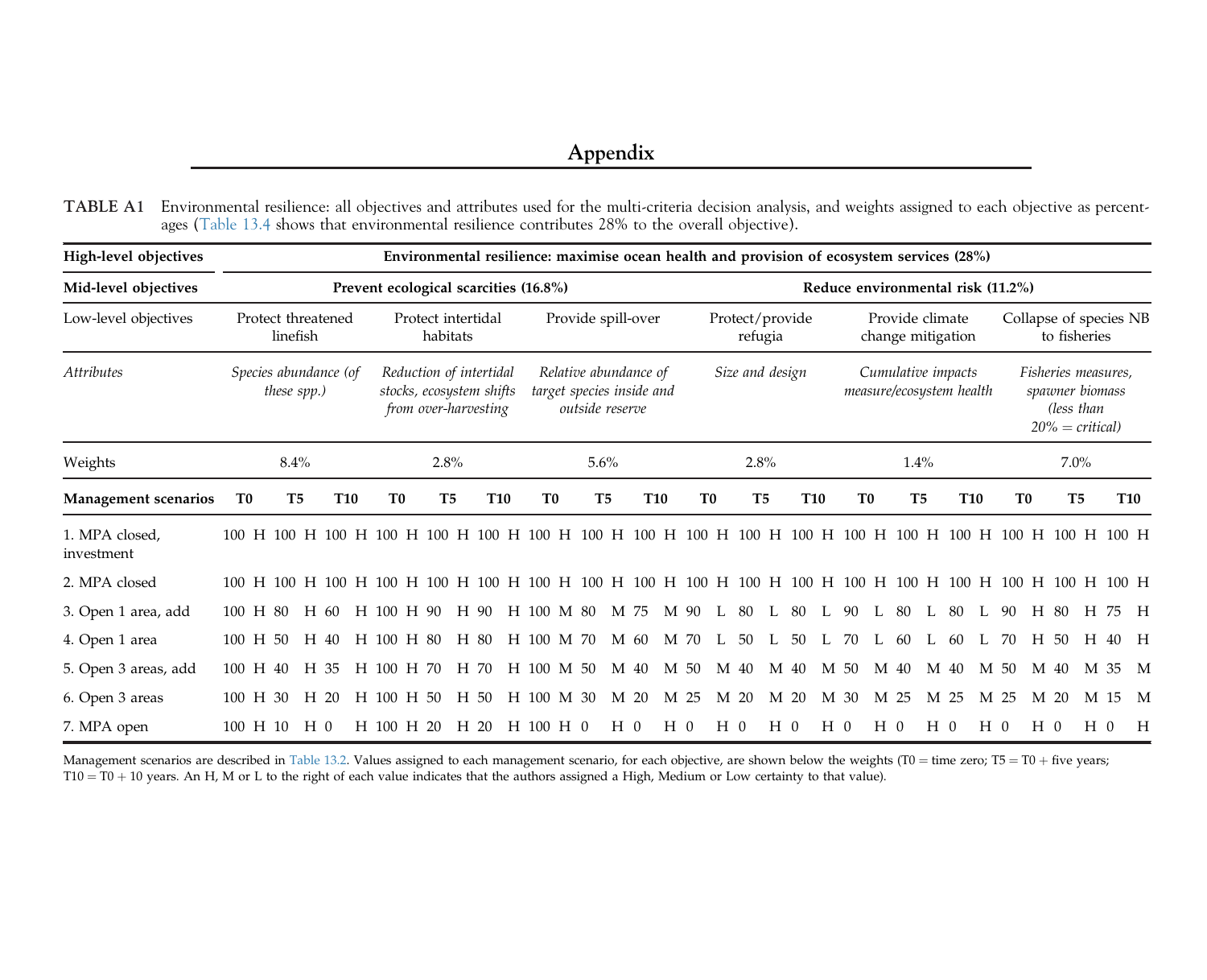# Appendix

TABLE A1 Environmental resilience: all objectives and attributes used for the multi-criteria decision analysis, and weights assigned to each objective as percentages (Table 13.4 shows that environmental resilience contributes 28% to the overall objective).

| High-level objectives | Environmental resilience: maximise ocean health and provision of ecosystem services (28%) | | | | | | | | | | | | | | | | | | | | | | | | | | | | | | | | | | | |
|---|---|---|---|---|---|---|---|---|---|---|---|---|---|---|---|---|---|---|---|---|---|---|---|---|---|---|---|---|---|---|---|---|---|---|---|---|
| **Mid-level objectives** | **Prevent ecological scarcities (16.8%)** | | | | | | | | | | | | | | | | | | **Reduce environmental risk (11.2%)** | | | | | | | | | | | | | | | | | |
| Low-level objectives | Protect threatened linefish | | | | | | Protect intertidal habitats | | | | | | Provide spill-over | | | | | | Protect/provide refugia | | | | | | Provide climate change mitigation | | | | | | Collapse of species NB to fisheries | | | | | |
| *Attributes* | *Species abundance (of these spp.)* | | | | | | *Reduction of intertidal stocks, ecosystem shifts from over-harvesting* | | | | | | *Relative abundance of target species inside and outside reserve* | | | | | | *Size and design* | | | | | | *Cumulative impacts measure/ecosystem health* | | | | | | *Fisheries measures, spawner biomass (less than 20% = critical)* | | | | | |
| Weights | 8.4% | | | | | | 2.8% | | | | | | 5.6% | | | | | | 2.8% | | | | | | 1.4% | | | | | | 7.0% | | | | | |
| **Management scenarios** | **T0** | | **T5** | | **T10** | | **T0** | | **T5** | | **T10** | | **T0** | | **T5** | | **T10** | | **T0** | | **T5** | | **T10** | | **T0** | | **T5** | | **T10** | | **T0** | | **T5** | | **T10** | |
| 1. MPA closed, investment | 100 | H | 100 | H | 100 | H | 100 | H | 100 | H | 100 | H | 100 | H | 100 | H | 100 | H | 100 | H | 100 | H | 100 | H | 100 | H | 100 | H | 100 | H | 100 | H | 100 | H | 100 | H |
| 2. MPA closed | 100 | H | 100 | H | 100 | H | 100 | H | 100 | H | 100 | H | 100 | H | 100 | H | 100 | H | 100 | H | 100 | H | 100 | H | 100 | H | 100 | H | 100 | H | 100 | H | 100 | H | 100 | H |
| 3. Open 1 area, add | 100 | H | 80 | H | 60 | H | 100 | H | 90 | H | 90 | H | 100 | M | 80 | M | 75 | M | 90 | L | 80 | L | 80 | L | 90 | L | 80 | L | 80 | L | 90 | H | 80 | H | 75 | H |
| 4. Open 1 area | 100 | H | 50 | H | 40 | H | 100 | H | 80 | H | 80 | H | 100 | M | 70 | M | 60 | M | 70 | L | 50 | L | 50 | L | 70 | L | 60 | L | 60 | L | 70 | H | 50 | H | 40 | H |
| 5. Open 3 areas, add | 100 | H | 40 | H | 35 | H | 100 | H | 70 | H | 70 | H | 100 | M | 50 | M | 40 | M | 50 | M | 40 | M | 40 | M | 50 | M | 40 | M | 40 | M | 50 | M | 40 | M | 35 | M |
| 6. Open 3 areas | 100 | H | 30 | H | 20 | H | 100 | H | 50 | H | 50 | H | 100 | M | 30 | M | 20 | M | 25 | M | 20 | M | 20 | M | 30 | M | 25 | M | 25 | M | 25 | M | 20 | M | 15 | M |
| 7. MPA open | 100 | H | 10 | H | 0 | H | 100 | H | 20 | H | 20 | H | 100 | H | 0 | H | 0 | H | 0 | H | 0 | H | 0 | H | 0 | H | 0 | H | 0 | H | 0 | H | 0 | H | 0 | H |

Management scenarios are described in Table 13.2. Values assigned to each management scenario, for each objective, are shown below the weights (T0 = time zero; T5 = T0 + five years; T10 = T0 + 10 years. An H, M or L to the right of each value indicates that the authors assigned a High, Medium or Low certainty to that value).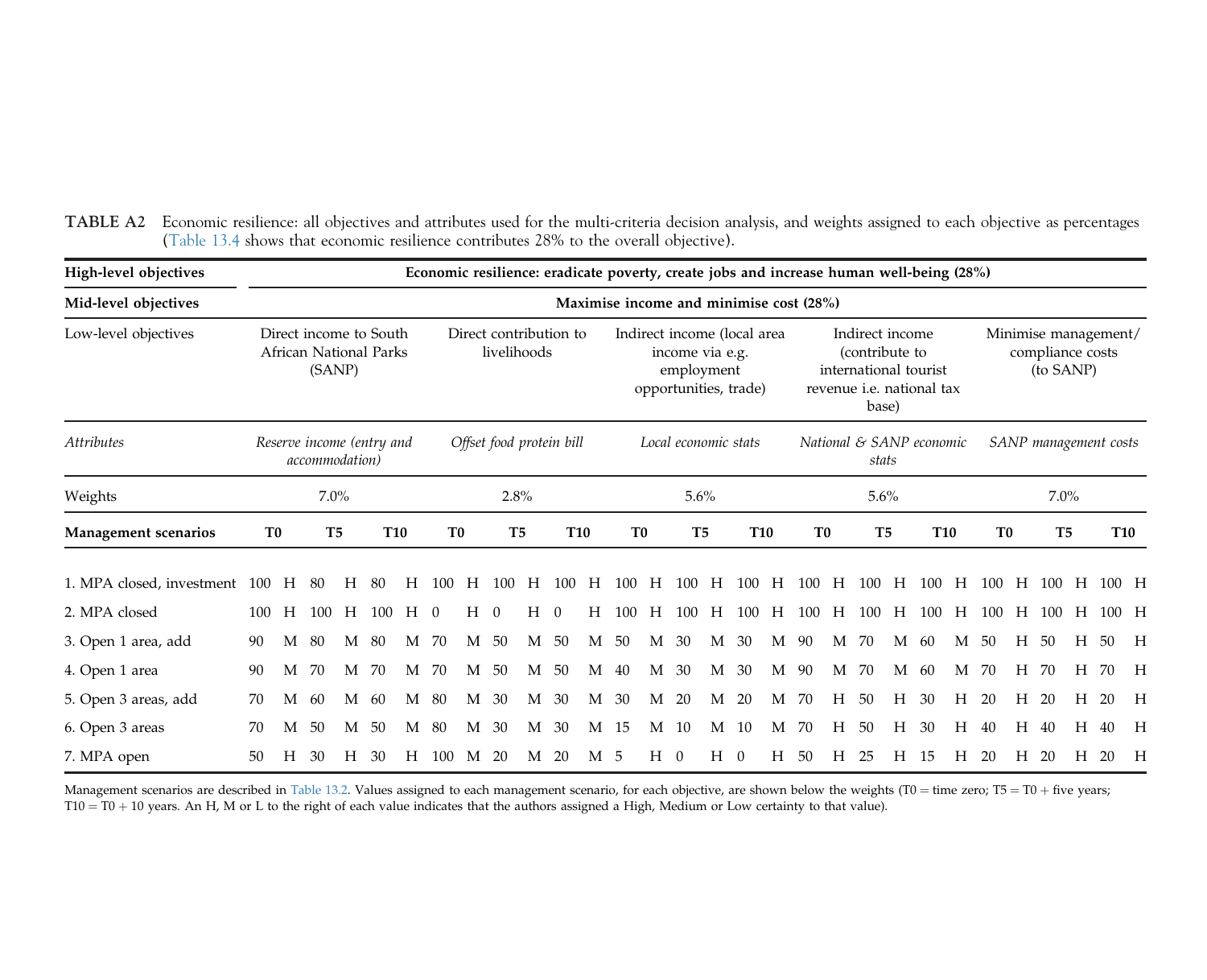**TABLE A2** Economic resilience: all objectives and attributes used for the multi-criteria decision analysis, and weights assigned to each objective as percentages (Table 13.4 shows that economic resilience contributes 28% to the overall objective).

| **High-level objectives** | **Economic resilience: eradicate poverty, create jobs and increase human well-being (28%)** | | | | | | | | | | | | | | | | | | | | | | | | | | | | | |
|---|---|---|---|---|---|---|---|---|---|---|---|---|---|---|---|---|---|---|---|---|---|---|---|---|---|---|---|---|---|---|
| **Mid-level objectives** | **Maximise income and minimise cost (28%)** | | | | | | | | | | | | | | | | | | | | | | | | | | | | | |
| Low-level objectives | Direct income to South African National Parks (SANP) | | | | | | Direct contribution to livelihoods | | | | | | Indirect income (local area income via e.g. employment opportunities, trade) | | | | | | Indirect income (contribute to international tourist revenue i.e. national tax base) | | | | | | Minimise management/ compliance costs (to SANP) | | | | | |
| *Attributes* | *Reserve income (entry and accommodation)* | | | | | | *Offset food protein bill* | | | | | | *Local economic stats* | | | | | | *National & SANP economic stats* | | | | | | *SANP management costs* | | | | | |
| Weights | 7.0% | | | | | | 2.8% | | | | | | 5.6% | | | | | | 5.6% | | | | | | 7.0% | | | | | |
| **Management scenarios** | **T0** | | **T5** | | **T10** | | **T0** | | **T5** | | **T10** | | **T0** | | **T5** | | **T10** | | **T0** | | **T5** | | **T10** | | **T0** | | **T5** | | **T10** | |
| 1. MPA closed, investment | 100 | H | 80 | H | 80 | H | 100 | H | 100 | H | 100 | H | 100 | H | 100 | H | 100 | H | 100 | H | 100 | H | 100 | H | 100 | H | 100 | H | 100 | H |
| 2. MPA closed | 100 | H | 100 | H | 100 | H | 0 | H | 0 | H | 0 | H | 100 | H | 100 | H | 100 | H | 100 | H | 100 | H | 100 | H | 100 | H | 100 | H | 100 | H |
| 3. Open 1 area, add | 90 | M | 80 | M | 80 | M | 70 | M | 50 | M | 50 | M | 50 | M | 30 | M | 30 | M | 90 | M | 70 | M | 60 | M | 50 | H | 50 | H | 50 | H |
| 4. Open 1 area | 90 | M | 70 | M | 70 | M | 70 | M | 50 | M | 50 | M | 40 | M | 30 | M | 30 | M | 90 | M | 70 | M | 60 | M | 70 | H | 70 | H | 70 | H |
| 5. Open 3 areas, add | 70 | M | 60 | M | 60 | M | 80 | M | 30 | M | 30 | M | 30 | M | 20 | M | 20 | M | 70 | H | 50 | H | 30 | H | 20 | H | 20 | H | 20 | H |
| 6. Open 3 areas | 70 | M | 50 | M | 50 | M | 80 | M | 30 | M | 30 | M | 15 | M | 10 | M | 10 | M | 70 | H | 50 | H | 30 | H | 40 | H | 40 | H | 40 | H |
| 7. MPA open | 50 | H | 30 | H | 30 | H | 100 | M | 20 | M | 20 | M | 5 | H | 0 | H | 0 | H | 50 | H | 25 | H | 15 | H | 20 | H | 20 | H | 20 | H |

Management scenarios are described in Table 13.2. Values assigned to each management scenario, for each objective, are shown below the weights (T0 = time zero; T5 = T0 + five years; T10 = T0 + 10 years. An H, M or L to the right of each value indicates that the authors assigned a High, Medium or Low certainty to that value).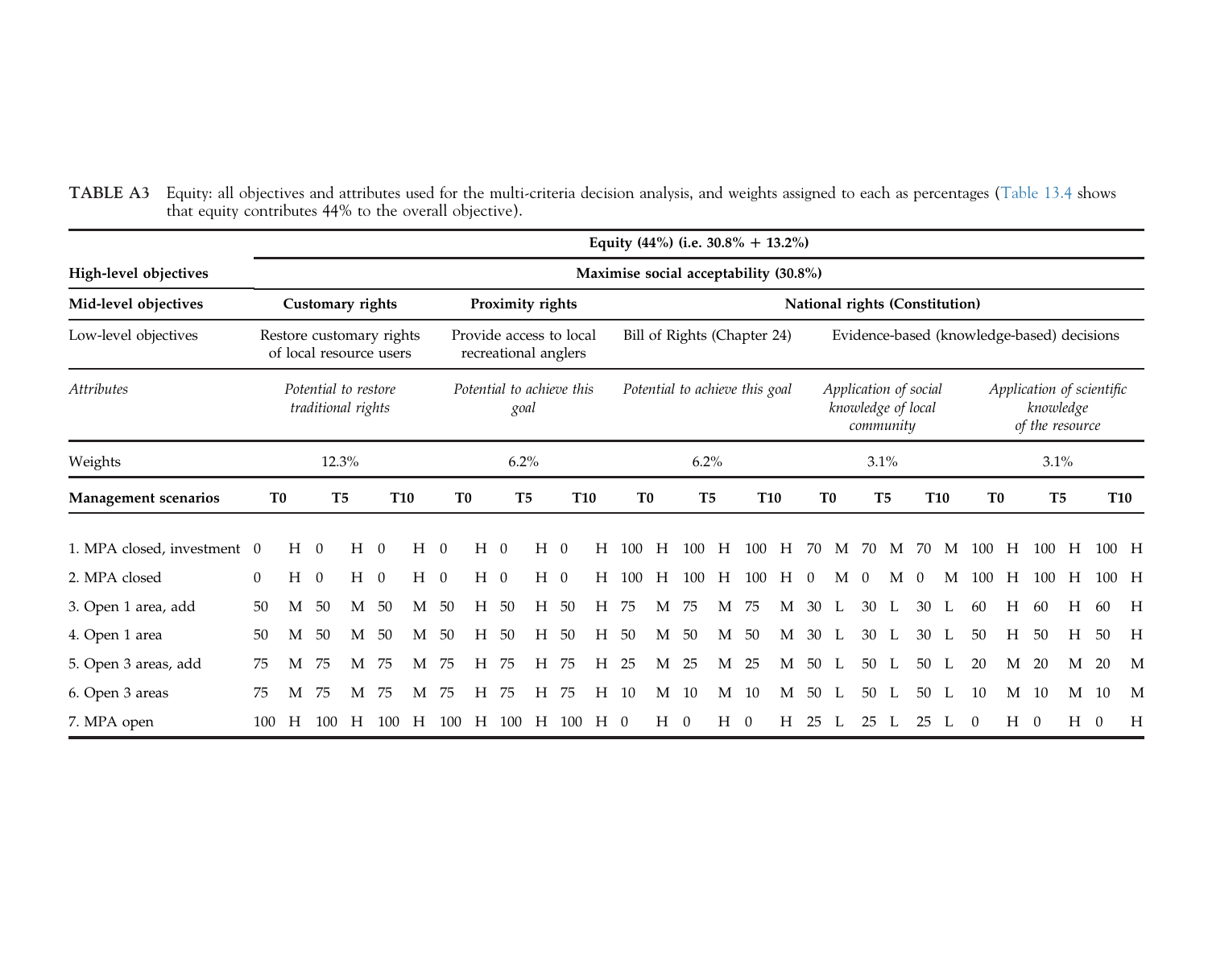**TABLE A3** Equity: all objectives and attributes used for the multi-criteria decision analysis, and weights assigned to each as percentages (Table 13.4 shows that equity contributes 44% to the overall objective).

| | Equity (44%) (i.e. 30.8% + 13.2%) | | | | | | | | | | | | | | |
|---|---|---|---|---|---|---|---|---|---|---|---|---|---|---|---|
| **High-level objectives** | **Maximise social acceptability (30.8%)** | | | | | | | | | | | | | | |
| **Mid-level objectives** | **Customary rights** | | | **Proximity rights** | | | **National rights (Constitution)** | | | | | | | | |
| Low-level objectives | Restore customary rights of local resource users | | | Provide access to local recreational anglers | | | Bill of Rights (Chapter 24) | | | Evidence-based (knowledge-based) decisions | | | | | |
| *Attributes* | *Potential to restore traditional rights* | | | *Potential to achieve this goal* | | | *Potential to achieve this goal* | | | *Application of social knowledge of local community* | | | *Application of scientific knowledge of the resource* | | |
| Weights | 12.3% | | | 6.2% | | | 6.2% | | | 3.1% | | | 3.1% | | |
| **Management scenarios** | **T0** | **T5** | **T10** | **T0** | **T5** | **T10** | **T0** | **T5** | **T10** | **T0** | **T5** | **T10** | **T0** | **T5** | **T10** |
| 1. MPA closed, investment | 0 H | 0 H | 0 H | 0 H | 0 H | 0 H | 100 H | 100 H | 100 H | 70 M | 70 M | 70 M | 100 H | 100 H | 100 H |
| 2. MPA closed | 0 H | 0 H | 0 H | 0 H | 0 H | 0 H | 100 H | 100 H | 100 H | 0 M | 0 M | 0 M | 100 H | 100 H | 100 H |
| 3. Open 1 area, add | 50 M | 50 M | 50 M | 50 H | 50 H | 50 H | 75 M | 75 M | 75 M | 30 L | 30 L | 30 L | 60 H | 60 H | 60 H |
| 4. Open 1 area | 50 M | 50 M | 50 M | 50 H | 50 H | 50 H | 50 M | 50 M | 50 M | 30 L | 30 L | 30 L | 50 H | 50 H | 50 H |
| 5. Open 3 areas, add | 75 M | 75 M | 75 M | 75 H | 75 H | 75 H | 25 M | 25 M | 25 M | 50 L | 50 L | 50 L | 20 M | 20 M | 20 M |
| 6. Open 3 areas | 75 M | 75 M | 75 M | 75 H | 75 H | 75 H | 10 M | 10 M | 10 M | 50 L | 50 L | 50 L | 10 M | 10 M | 10 M |
| 7. MPA open | 100 H | 100 H | 100 H | 100 H | 100 H | 100 H | 0 H | 0 H | 0 H | 25 L | 25 L | 25 L | 0 H | 0 H | 0 H |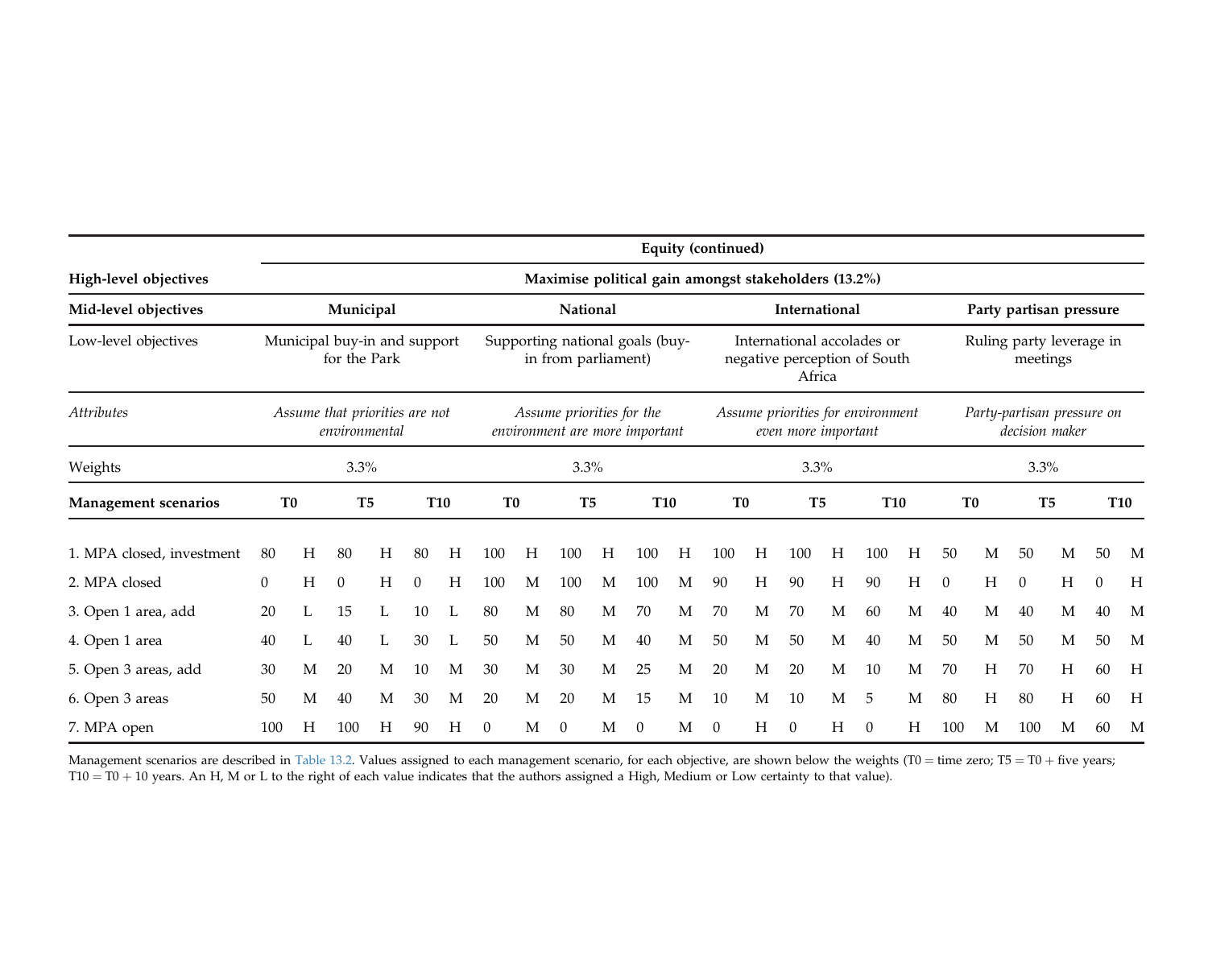| High-level objectives | Equity (continued) | | | | | | | | | | | | | | | | | | | | | | | |
|---|---|---|---|---|---|---|---|---|---|---|---|---|---|---|---|---|---|---|---|---|---|---|---|---|
| | **Maximise political gain amongst stakeholders (13.2%)** | | | | | | | | | | | | | | | | | | | | | | | |
| **Mid-level objectives** | **Municipal** | | | | | | **National** | | | | | | **International** | | | | | | **Party partisan pressure** | | | | | |
| Low-level objectives | Municipal buy-in and support for the Park | | | | | | Supporting national goals (buy-in from parliament) | | | | | | International accolades or negative perception of South Africa | | | | | | Ruling party leverage in meetings | | | | | |
| *Attributes* | *Assume that priorities are not environmental* | | | | | | *Assume priorities for the environment are more important* | | | | | | *Assume priorities for environment even more important* | | | | | | *Party-partisan pressure on decision maker* | | | | | |
| Weights | 3.3% | | | | | | 3.3% | | | | | | 3.3% | | | | | | 3.3% | | | | | |
| **Management scenarios** | **T0** | | **T5** | | **T10** | | **T0** | | **T5** | | **T10** | | **T0** | | **T5** | | **T10** | | **T0** | | **T5** | | **T10** | |
| 1. MPA closed, investment | 80 | H | 80 | H | 80 | H | 100 | H | 100 | H | 100 | H | 100 | H | 100 | H | 100 | H | 50 | M | 50 | M | 50 | M |
| 2. MPA closed | 0 | H | 0 | H | 0 | H | 100 | M | 100 | M | 100 | M | 90 | H | 90 | H | 90 | H | 0 | H | 0 | H | 0 | H |
| 3. Open 1 area, add | 20 | L | 15 | L | 10 | L | 80 | M | 80 | M | 70 | M | 70 | M | 70 | M | 60 | M | 40 | M | 40 | M | 40 | M |
| 4. Open 1 area | 40 | L | 40 | L | 30 | L | 50 | M | 50 | M | 40 | M | 50 | M | 50 | M | 40 | M | 50 | M | 50 | M | 50 | M |
| 5. Open 3 areas, add | 30 | M | 20 | M | 10 | M | 30 | M | 30 | M | 25 | M | 20 | M | 20 | M | 10 | M | 70 | H | 70 | H | 60 | H |
| 6. Open 3 areas | 50 | M | 40 | M | 30 | M | 20 | M | 20 | M | 15 | M | 10 | M | 10 | M | 5 | M | 80 | H | 80 | H | 60 | H |
| 7. MPA open | 100 | H | 100 | H | 90 | H | 0 | M | 0 | M | 0 | M | 0 | H | 0 | H | 0 | H | 100 | M | 100 | M | 60 | M |

Management scenarios are described in Table 13.2. Values assigned to each management scenario, for each objective, are shown below the weights (T0 = time zero; T5 = T0 + five years; T10 = T0 + 10 years. An H, M or L to the right of each value indicates that the authors assigned a High, Medium or Low certainty to that value).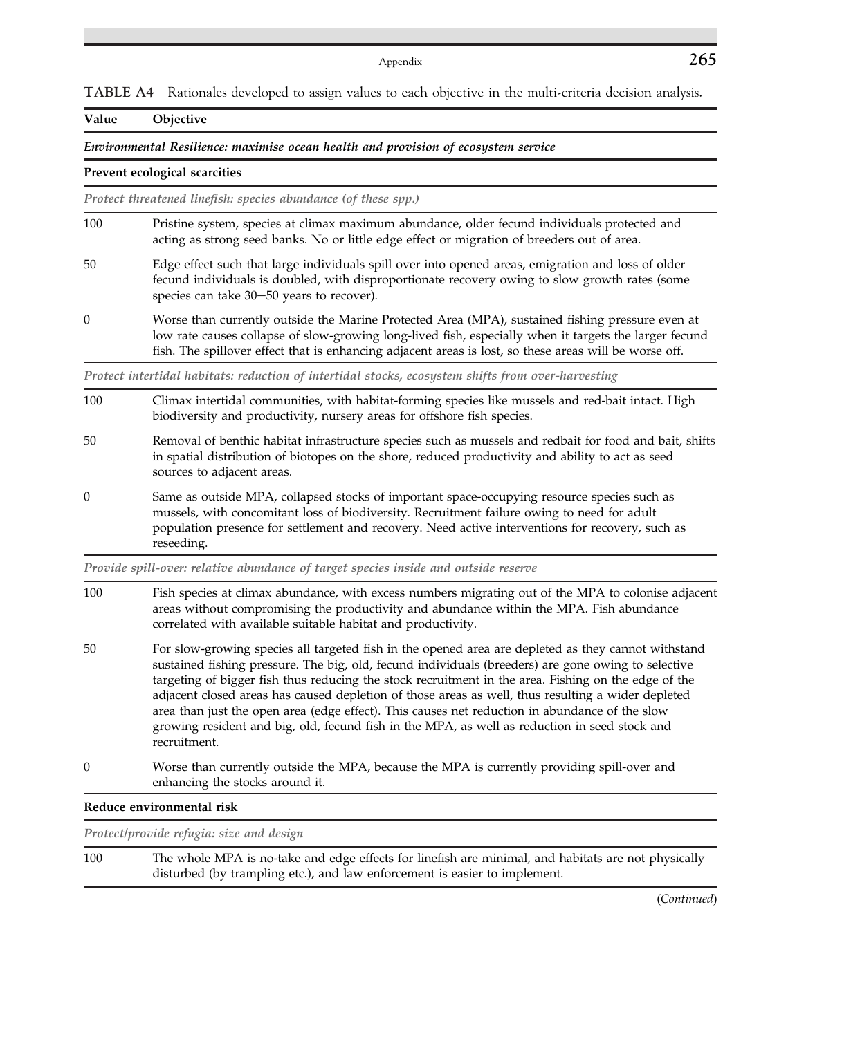**TABLE A4** Rationales developed to assign values to each objective in the multi-criteria decision analysis.

| Value | Objective |
|---|---|
| ***Environmental Resilience: maximise ocean health and provision of ecosystem service*** | |
| **Prevent ecological scarcities** | |
| *Protect threatened linefish: species abundance (of these spp.)* | |
| 100 | Pristine system, species at climax maximum abundance, older fecund individuals protected and acting as strong seed banks. No or little edge effect or migration of breeders out of area. |
| 50 | Edge effect such that large individuals spill over into opened areas, emigration and loss of older fecund individuals is doubled, with disproportionate recovery owing to slow growth rates (some species can take 30–50 years to recover). |
| 0 | Worse than currently outside the Marine Protected Area (MPA), sustained fishing pressure even at low rate causes collapse of slow-growing long-lived fish, especially when it targets the larger fecund fish. The spillover effect that is enhancing adjacent areas is lost, so these areas will be worse off. |
| *Protect intertidal habitats: reduction of intertidal stocks, ecosystem shifts from over-harvesting* | |
| 100 | Climax intertidal communities, with habitat-forming species like mussels and red-bait intact. High biodiversity and productivity, nursery areas for offshore fish species. |
| 50 | Removal of benthic habitat infrastructure species such as mussels and redbait for food and bait, shifts in spatial distribution of biotopes on the shore, reduced productivity and ability to act as seed sources to adjacent areas. |
| 0 | Same as outside MPA, collapsed stocks of important space-occupying resource species such as mussels, with concomitant loss of biodiversity. Recruitment failure owing to need for adult population presence for settlement and recovery. Need active interventions for recovery, such as reseeding. |
| *Provide spill-over: relative abundance of target species inside and outside reserve* | |
| 100 | Fish species at climax abundance, with excess numbers migrating out of the MPA to colonise adjacent areas without compromising the productivity and abundance within the MPA. Fish abundance correlated with available suitable habitat and productivity. |
| 50 | For slow-growing species all targeted fish in the opened area are depleted as they cannot withstand sustained fishing pressure. The big, old, fecund individuals (breeders) are gone owing to selective targeting of bigger fish thus reducing the stock recruitment in the area. Fishing on the edge of the adjacent closed areas has caused depletion of those areas as well, thus resulting a wider depleted area than just the open area (edge effect). This causes net reduction in abundance of the slow growing resident and big, old, fecund fish in the MPA, as well as reduction in seed stock and recruitment. |
| 0 | Worse than currently outside the MPA, because the MPA is currently providing spill-over and enhancing the stocks around it. |
| **Reduce environmental risk** | |
| *Protect/provide refugia: size and design* | |
| 100 | The whole MPA is no-take and edge effects for linefish are minimal, and habitats are not physically disturbed (by trampling etc.), and law enforcement is easier to implement. |

(*Continued*)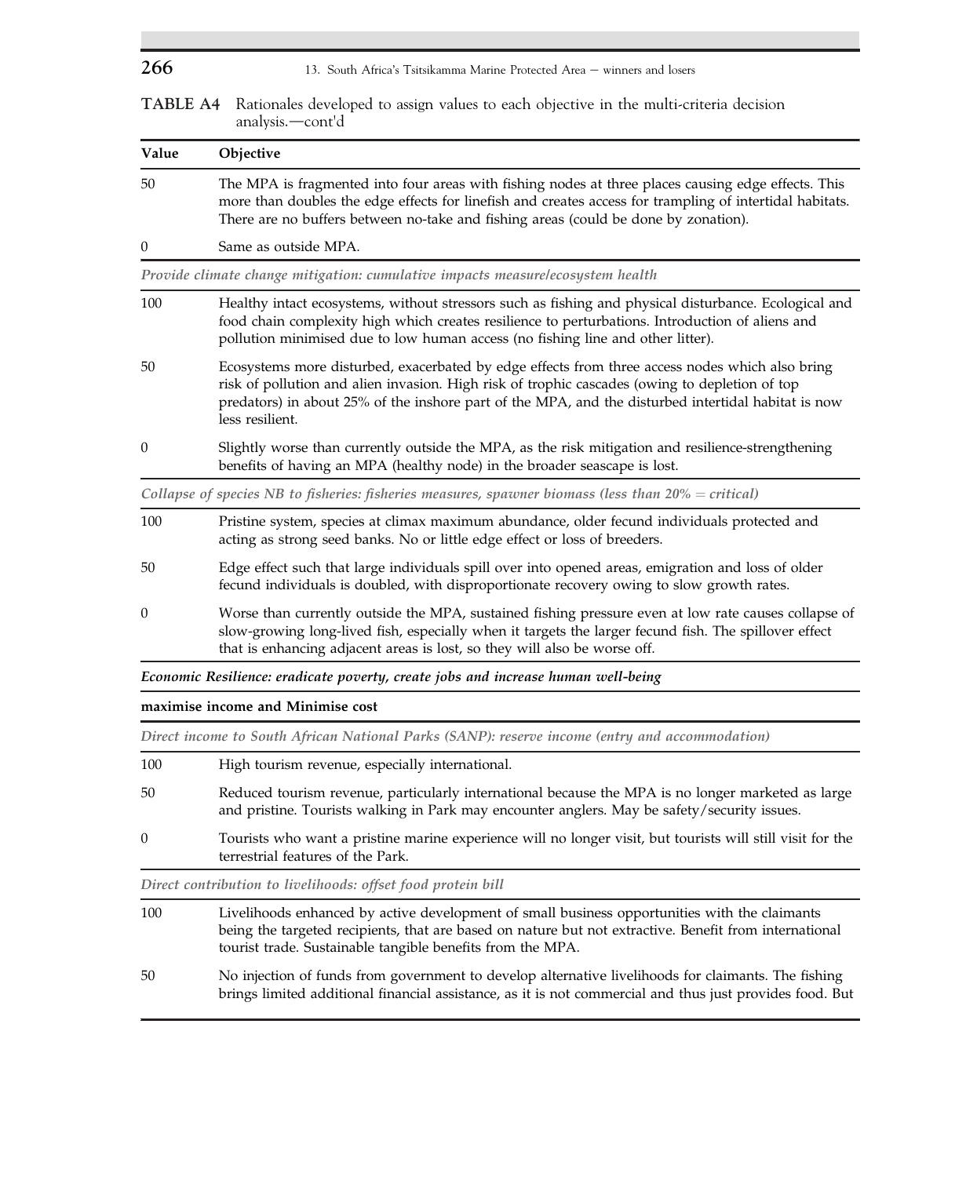**TABLE A4** Rationales developed to assign values to each objective in the multi-criteria decision analysis.—cont'd

| Value | Objective |
|---|---|
| 50 | The MPA is fragmented into four areas with fishing nodes at three places causing edge effects. This more than doubles the edge effects for linefish and creates access for trampling of intertidal habitats. There are no buffers between no-take and fishing areas (could be done by zonation). |
| 0 | Same as outside MPA. |
| *Provide climate change mitigation: cumulative impacts measure/ecosystem health* | |
| 100 | Healthy intact ecosystems, without stressors such as fishing and physical disturbance. Ecological and food chain complexity high which creates resilience to perturbations. Introduction of aliens and pollution minimised due to low human access (no fishing line and other litter). |
| 50 | Ecosystems more disturbed, exacerbated by edge effects from three access nodes which also bring risk of pollution and alien invasion. High risk of trophic cascades (owing to depletion of top predators) in about 25% of the inshore part of the MPA, and the disturbed intertidal habitat is now less resilient. |
| 0 | Slightly worse than currently outside the MPA, as the risk mitigation and resilience-strengthening benefits of having an MPA (healthy node) in the broader seascape is lost. |
| *Collapse of species NB to fisheries: fisheries measures, spawner biomass (less than 20% = critical)* | |
| 100 | Pristine system, species at climax maximum abundance, older fecund individuals protected and acting as strong seed banks. No or little edge effect or loss of breeders. |
| 50 | Edge effect such that large individuals spill over into opened areas, emigration and loss of older fecund individuals is doubled, with disproportionate recovery owing to slow growth rates. |
| 0 | Worse than currently outside the MPA, sustained fishing pressure even at low rate causes collapse of slow-growing long-lived fish, especially when it targets the larger fecund fish. The spillover effect that is enhancing adjacent areas is lost, so they will also be worse off. |
| ***Economic Resilience: eradicate poverty, create jobs and increase human well-being*** | |
| **maximise income and Minimise cost** | |
| *Direct income to South African National Parks (SANP): reserve income (entry and accommodation)* | |
| 100 | High tourism revenue, especially international. |
| 50 | Reduced tourism revenue, particularly international because the MPA is no longer marketed as large and pristine. Tourists walking in Park may encounter anglers. May be safety/security issues. |
| 0 | Tourists who want a pristine marine experience will no longer visit, but tourists will still visit for the terrestrial features of the Park. |
| *Direct contribution to livelihoods: offset food protein bill* | |
| 100 | Livelihoods enhanced by active development of small business opportunities with the claimants being the targeted recipients, that are based on nature but not extractive. Benefit from international tourist trade. Sustainable tangible benefits from the MPA. |
| 50 | No injection of funds from government to develop alternative livelihoods for claimants. The fishing brings limited additional financial assistance, as it is not commercial and thus just provides food. But |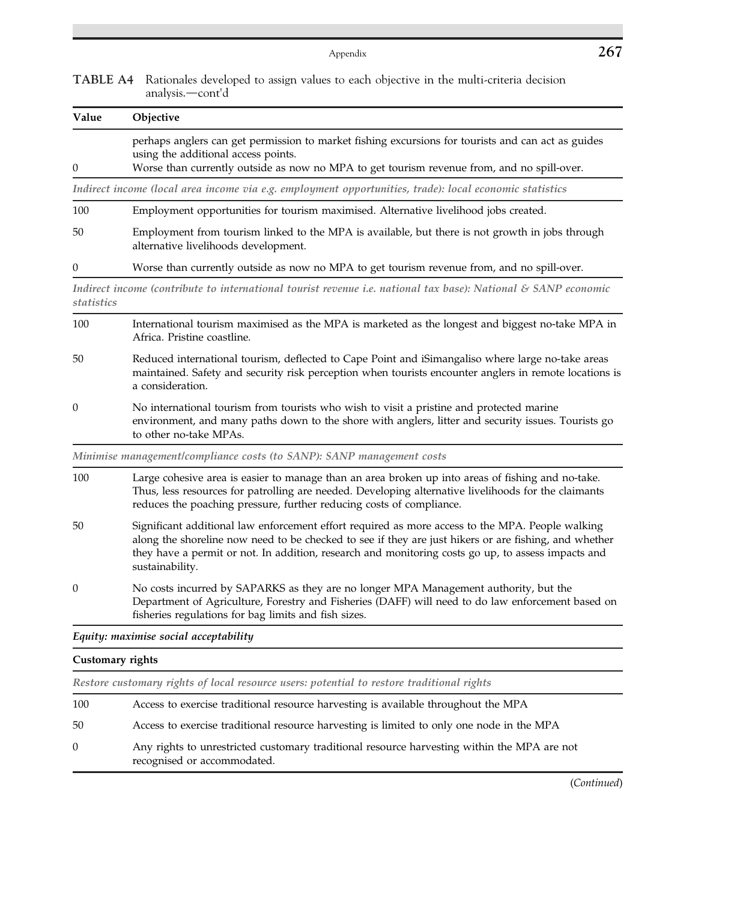**TABLE A4** Rationales developed to assign values to each objective in the multi-criteria decision analysis.—cont'd

| Value | Objective |
|---|---|
| 0 | perhaps anglers can get permission to market fishing excursions for tourists and can act as guides using the additional access points.<br>Worse than currently outside as now no MPA to get tourism revenue from, and no spill-over. |
| *Indirect income (local area income via e.g. employment opportunities, trade): local economic statistics* | |
| 100 | Employment opportunities for tourism maximised. Alternative livelihood jobs created. |
| 50 | Employment from tourism linked to the MPA is available, but there is not growth in jobs through alternative livelihoods development. |
| 0 | Worse than currently outside as now no MPA to get tourism revenue from, and no spill-over. |
| *Indirect income (contribute to international tourist revenue i.e. national tax base): National & SANP economic statistics* | |
| 100 | International tourism maximised as the MPA is marketed as the longest and biggest no-take MPA in Africa. Pristine coastline. |
| 50 | Reduced international tourism, deflected to Cape Point and iSimangaliso where large no-take areas maintained. Safety and security risk perception when tourists encounter anglers in remote locations is a consideration. |
| 0 | No international tourism from tourists who wish to visit a pristine and protected marine environment, and many paths down to the shore with anglers, litter and security issues. Tourists go to other no-take MPAs. |
| *Minimise management/compliance costs (to SANP): SANP management costs* | |
| 100 | Large cohesive area is easier to manage than an area broken up into areas of fishing and no-take. Thus, less resources for patrolling are needed. Developing alternative livelihoods for the claimants reduces the poaching pressure, further reducing costs of compliance. |
| 50 | Significant additional law enforcement effort required as more access to the MPA. People walking along the shoreline now need to be checked to see if they are just hikers or are fishing, and whether they have a permit or not. In addition, research and monitoring costs go up, to assess impacts and sustainability. |
| 0 | No costs incurred by SAPARKS as they are no longer MPA Management authority, but the Department of Agriculture, Forestry and Fisheries (DAFF) will need to do law enforcement based on fisheries regulations for bag limits and fish sizes. |
| ***Equity: maximise social acceptability*** | |
| **Customary rights** | |
| *Restore customary rights of local resource users: potential to restore traditional rights* | |
| 100 | Access to exercise traditional resource harvesting is available throughout the MPA |
| 50 | Access to exercise traditional resource harvesting is limited to only one node in the MPA |
| 0 | Any rights to unrestricted customary traditional resource harvesting within the MPA are not recognised or accommodated. |

(*Continued*)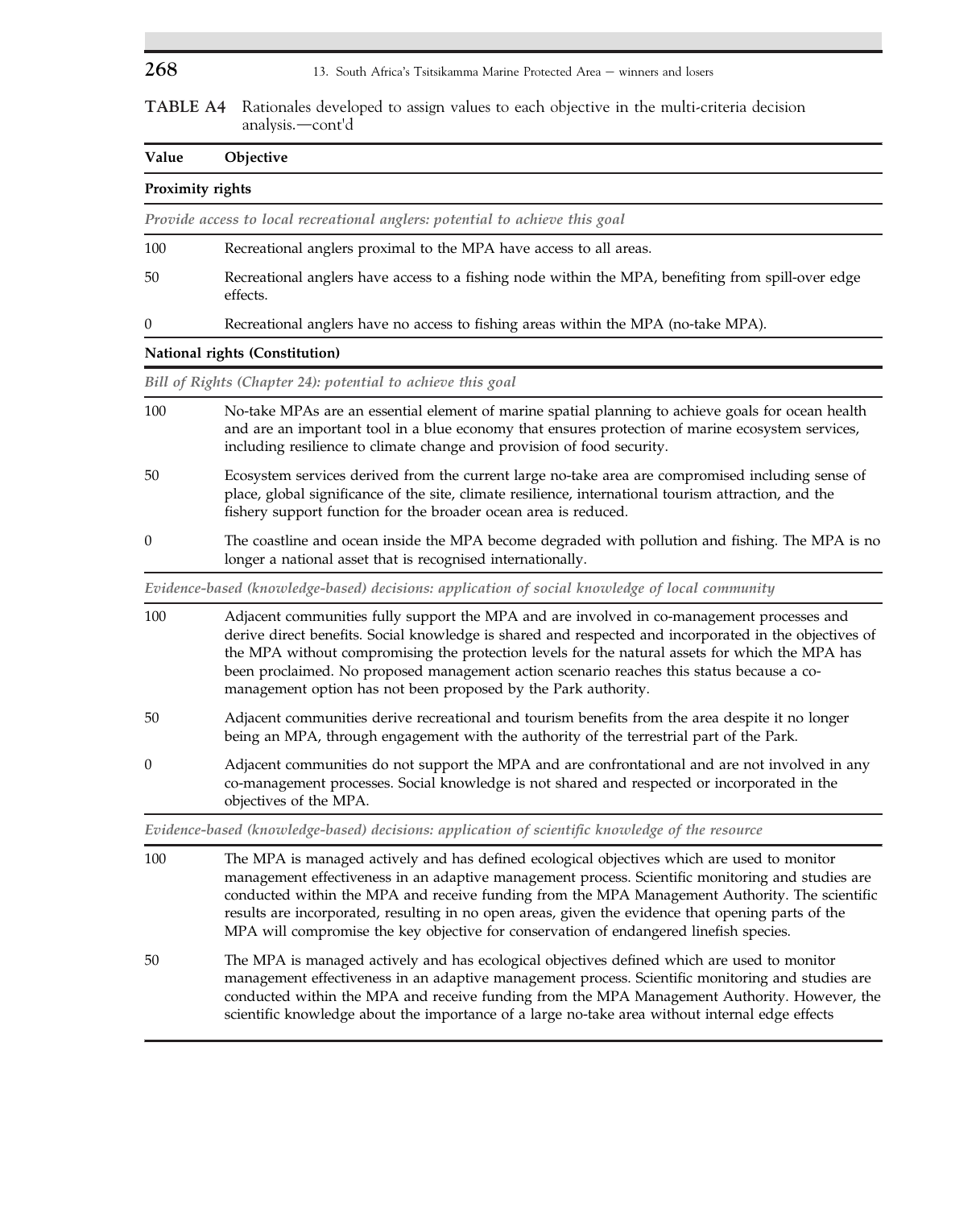**TABLE A4** Rationales developed to assign values to each objective in the multi-criteria decision analysis.—cont'd

| Value | Objective |
|---|---|
| **Proximity rights** | |
| *Provide access to local recreational anglers: potential to achieve this goal* | |
| 100 | Recreational anglers proximal to the MPA have access to all areas. |
| 50 | Recreational anglers have access to a fishing node within the MPA, benefiting from spill-over edge effects. |
| 0 | Recreational anglers have no access to fishing areas within the MPA (no-take MPA). |
| **National rights (Constitution)** | |
| *Bill of Rights (Chapter 24): potential to achieve this goal* | |
| 100 | No-take MPAs are an essential element of marine spatial planning to achieve goals for ocean health and are an important tool in a blue economy that ensures protection of marine ecosystem services, including resilience to climate change and provision of food security. |
| 50 | Ecosystem services derived from the current large no-take area are compromised including sense of place, global significance of the site, climate resilience, international tourism attraction, and the fishery support function for the broader ocean area is reduced. |
| 0 | The coastline and ocean inside the MPA become degraded with pollution and fishing. The MPA is no longer a national asset that is recognised internationally. |
| *Evidence-based (knowledge-based) decisions: application of social knowledge of local community* | |
| 100 | Adjacent communities fully support the MPA and are involved in co-management processes and derive direct benefits. Social knowledge is shared and respected and incorporated in the objectives of the MPA without compromising the protection levels for the natural assets for which the MPA has been proclaimed. No proposed management action scenario reaches this status because a co-management option has not been proposed by the Park authority. |
| 50 | Adjacent communities derive recreational and tourism benefits from the area despite it no longer being an MPA, through engagement with the authority of the terrestrial part of the Park. |
| 0 | Adjacent communities do not support the MPA and are confrontational and are not involved in any co-management processes. Social knowledge is not shared and respected or incorporated in the objectives of the MPA. |
| *Evidence-based (knowledge-based) decisions: application of scientific knowledge of the resource* | |
| 100 | The MPA is managed actively and has defined ecological objectives which are used to monitor management effectiveness in an adaptive management process. Scientific monitoring and studies are conducted within the MPA and receive funding from the MPA Management Authority. The scientific results are incorporated, resulting in no open areas, given the evidence that opening parts of the MPA will compromise the key objective for conservation of endangered linefish species. |
| 50 | The MPA is managed actively and has ecological objectives defined which are used to monitor management effectiveness in an adaptive management process. Scientific monitoring and studies are conducted within the MPA and receive funding from the MPA Management Authority. However, the scientific knowledge about the importance of a large no-take area without internal edge effects |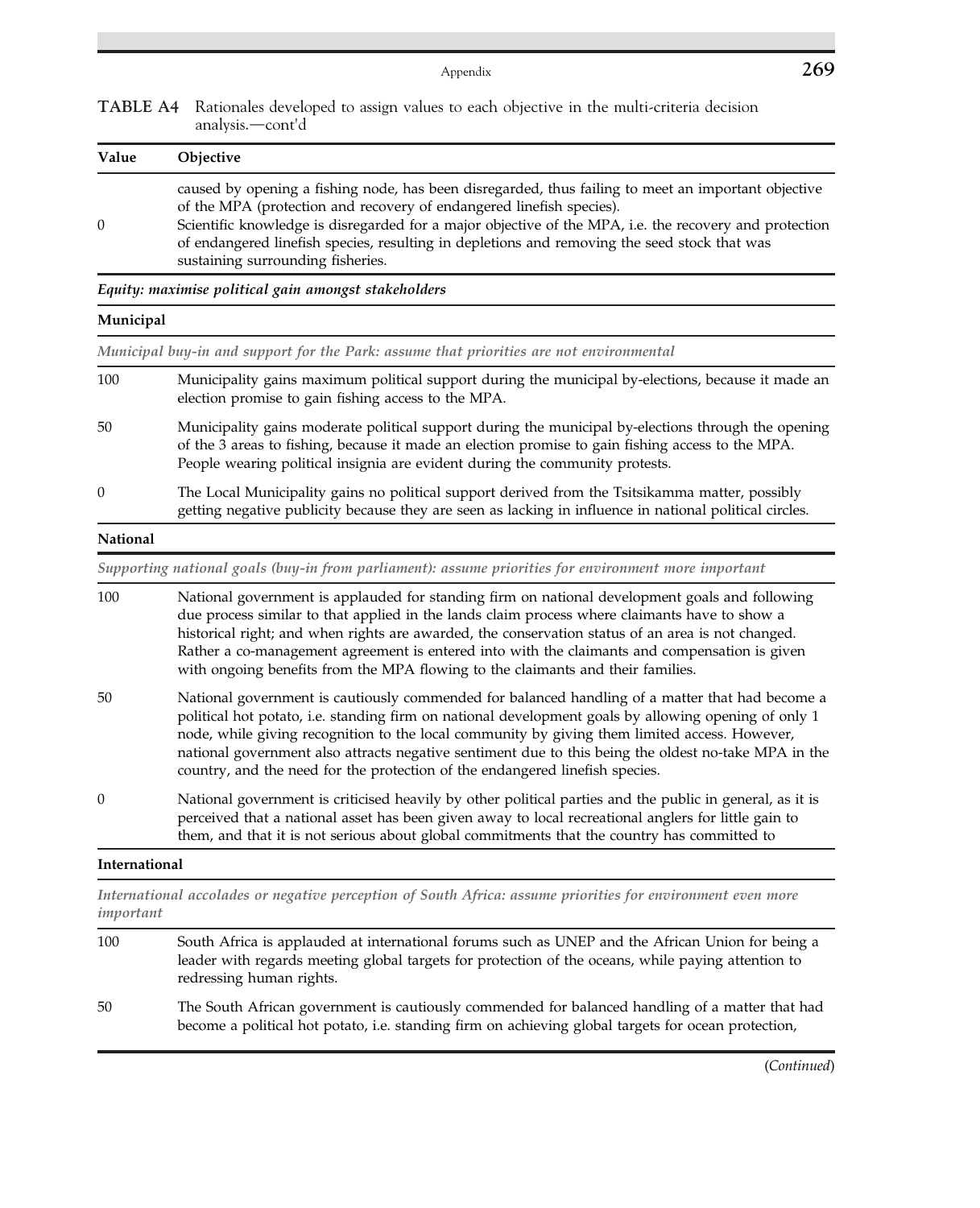**TABLE A4** Rationales developed to assign values to each objective in the multi-criteria decision analysis.—cont'd

| Value | Objective |
|---|---|
| | caused by opening a fishing node, has been disregarded, thus failing to meet an important objective of the MPA (protection and recovery of endangered linefish species). |
| 0 | Scientific knowledge is disregarded for a major objective of the MPA, i.e. the recovery and protection of endangered linefish species, resulting in depletions and removing the seed stock that was sustaining surrounding fisheries. |
| ***Equity: maximise political gain amongst stakeholders*** | |
| **Municipal** | |
| *Municipal buy-in and support for the Park: assume that priorities are not environmental* | |
| 100 | Municipality gains maximum political support during the municipal by-elections, because it made an election promise to gain fishing access to the MPA. |
| 50 | Municipality gains moderate political support during the municipal by-elections through the opening of the 3 areas to fishing, because it made an election promise to gain fishing access to the MPA. People wearing political insignia are evident during the community protests. |
| 0 | The Local Municipality gains no political support derived from the Tsitsikamma matter, possibly getting negative publicity because they are seen as lacking in influence in national political circles. |
| **National** | |
| *Supporting national goals (buy-in from parliament): assume priorities for environment more important* | |
| 100 | National government is applauded for standing firm on national development goals and following due process similar to that applied in the lands claim process where claimants have to show a historical right; and when rights are awarded, the conservation status of an area is not changed. Rather a co-management agreement is entered into with the claimants and compensation is given with ongoing benefits from the MPA flowing to the claimants and their families. |
| 50 | National government is cautiously commended for balanced handling of a matter that had become a political hot potato, i.e. standing firm on national development goals by allowing opening of only 1 node, while giving recognition to the local community by giving them limited access. However, national government also attracts negative sentiment due to this being the oldest no-take MPA in the country, and the need for the protection of the endangered linefish species. |
| 0 | National government is criticised heavily by other political parties and the public in general, as it is perceived that a national asset has been given away to local recreational anglers for little gain to them, and that it is not serious about global commitments that the country has committed to |
| **International** | |
| *International accolades or negative perception of South Africa: assume priorities for environment even more important* | |
| 100 | South Africa is applauded at international forums such as UNEP and the African Union for being a leader with regards meeting global targets for protection of the oceans, while paying attention to redressing human rights. |
| 50 | The South African government is cautiously commended for balanced handling of a matter that had become a political hot potato, i.e. standing firm on achieving global targets for ocean protection, |

(*Continued*)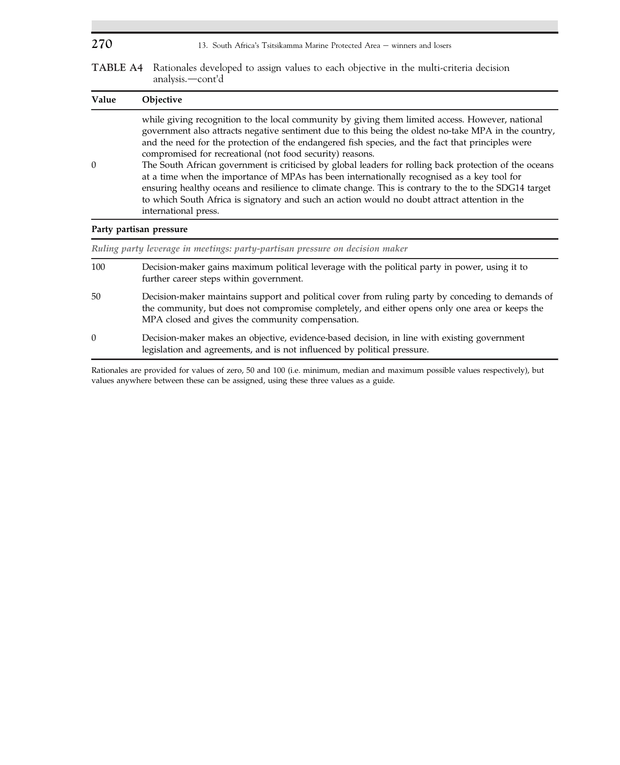**TABLE A4** Rationales developed to assign values to each objective in the multi-criteria decision analysis.—cont'd

| Value | Objective |
|---|---|
| | while giving recognition to the local community by giving them limited access. However, national government also attracts negative sentiment due to this being the oldest no-take MPA in the country, and the need for the protection of the endangered fish species, and the fact that principles were compromised for recreational (not food security) reasons. |
| 0 | The South African government is criticised by global leaders for rolling back protection of the oceans at a time when the importance of MPAs has been internationally recognised as a key tool for ensuring healthy oceans and resilience to climate change. This is contrary to the to the SDG14 target to which South Africa is signatory and such an action would no doubt attract attention in the international press. |
| **Party partisan pressure** | |
| *Ruling party leverage in meetings: party-partisan pressure on decision maker* | |
| 100 | Decision-maker gains maximum political leverage with the political party in power, using it to further career steps within government. |
| 50 | Decision-maker maintains support and political cover from ruling party by conceding to demands of the community, but does not compromise completely, and either opens only one area or keeps the MPA closed and gives the community compensation. |
| 0 | Decision-maker makes an objective, evidence-based decision, in line with existing government legislation and agreements, and is not influenced by political pressure. |

Rationales are provided for values of zero, 50 and 100 (i.e. minimum, median and maximum possible values respectively), but values anywhere between these can be assigned, using these three values as a guide.